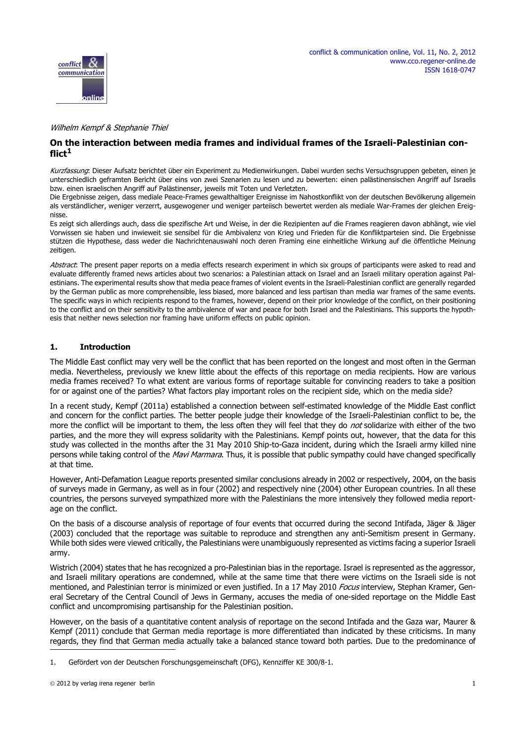*Wilhelm Kempf & Stephanie Thiel*

# On the interaction between media frames and individual frames of the Israeli-Palestinian conflict[1]

*Kurzfassung*: Dieser Aufsatz berichtet über ein Experiment zu Medienwirkungen. Dabei wurden sechs Versuchsgruppen gebeten, einen je unterschiedlich geframten Bericht über eins von zwei Szenarien zu lesen und zu bewerten: einen palästinensischen Angriff auf Israelis bzw. einen israelischen Angriff auf Palästinenser, jeweils mit Toten und Verletzten.

Die Ergebnisse zeigen, dass mediale Peace-Frames gewalthaltiger Ereignisse im Nahostkonflikt von der deutschen Bevölkerung allgemein als verständlicher, weniger verzerrt, ausgewogener und weniger parteiisch bewertet werden als mediale War-Frames der gleichen Ereignisse.

Es zeigt sich allerdings auch, dass die spezifische Art und Weise, in der die Rezipienten auf die Frames reagieren davon abhängt, wie viel Vorwissen sie haben und inwieweit sie sensibel für die Ambivalenz von Krieg und Frieden für die Konfliktparteien sind. Die Ergebnisse stützen die Hypothese, dass weder die Nachrichtenauswahl noch deren Framing eine einheitliche Wirkung auf die öffentliche Meinung zeitigen.

*Abstract*: The present paper reports on a media effects research experiment in which six groups of participants were asked to read and evaluate differently framed news articles about two scenarios: a Palestinian attack on Israel and an Israeli military operation against Palestinians. The experimental results show that media peace frames of violent events in the Israeli-Palestinian conflict are generally regarded by the German public as more comprehensible, less biased, more balanced and less partisan than media war frames of the same events. The specific ways in which recipients respond to the frames, however, depend on their prior knowledge of the conflict, on their positioning to the conflict and on their sensitivity to the ambivalence of war and peace for both Israel and the Palestinians. This supports the hypothesis that neither news selection nor framing have uniform effects on public opinion.

## 1. Introduction

The Middle East conflict may very well be the conflict that has been reported on the longest and most often in the German media. Nevertheless, previously we knew little about the effects of this reportage on media recipients. How are various media frames received? To what extent are various forms of reportage suitable for convincing readers to take a position for or against one of the parties? What factors play important roles on the recipient side, which on the media side?

In a recent study, Kempf (2011a) established a connection between self-estimated knowledge of the Middle East conflict and concern for the conflict parties. The better people judge their knowledge of the Israeli-Palestinian conflict to be, the more the conflict will be important to them, the less often they will feel that they do *not* solidarize with either of the two parties, and the more they will express solidarity with the Palestinians. Kempf points out, however, that the data for this study was collected in the months after the 31 May 2010 Ship-to-Gaza incident, during which the Israeli army killed nine persons while taking control of the *Mavi Marmara*. Thus, it is possible that public sympathy could have changed specifically at that time.

However, Anti-Defamation League reports presented similar conclusions already in 2002 or respectively, 2004, on the basis of surveys made in Germany, as well as in four (2002) and respectively nine (2004) other European countries. In all these countries, the persons surveyed sympathized more with the Palestinians the more intensively they followed media reportage on the conflict.

On the basis of a discourse analysis of reportage of four events that occurred during the second Intifada, Jäger & Jäger (2003) concluded that the reportage was suitable to reproduce and strengthen any anti-Semitism present in Germany. While both sides were viewed critically, the Palestinians were unambiguously represented as victims facing a superior Israeli army.

Wistrich (2004) states that he has recognized a pro-Palestinian bias in the reportage. Israel is represented as the aggressor, and Israeli military operations are condemned, while at the same time that there were victims on the Israeli side is not mentioned, and Palestinian terror is minimized or even justified. In a 17 May 2010 *Focus* interview, Stephan Kramer, General Secretary of the Central Council of Jews in Germany, accuses the media of one-sided reportage on the Middle East conflict and uncompromising partisanship for the Palestinian position.

However, on the basis of a quantitative content analysis of reportage on the second Intifada and the Gaza war, Maurer & Kempf (2011) conclude that German media reportage is more differentiated than indicated by these criticisms. In many regards, they find that German media actually take a balanced stance toward both parties. Due to the predominance of

1. Gefördert von der Deutschen Forschungsgemeinschaft (DFG), Kennziffer KE 300/8-1.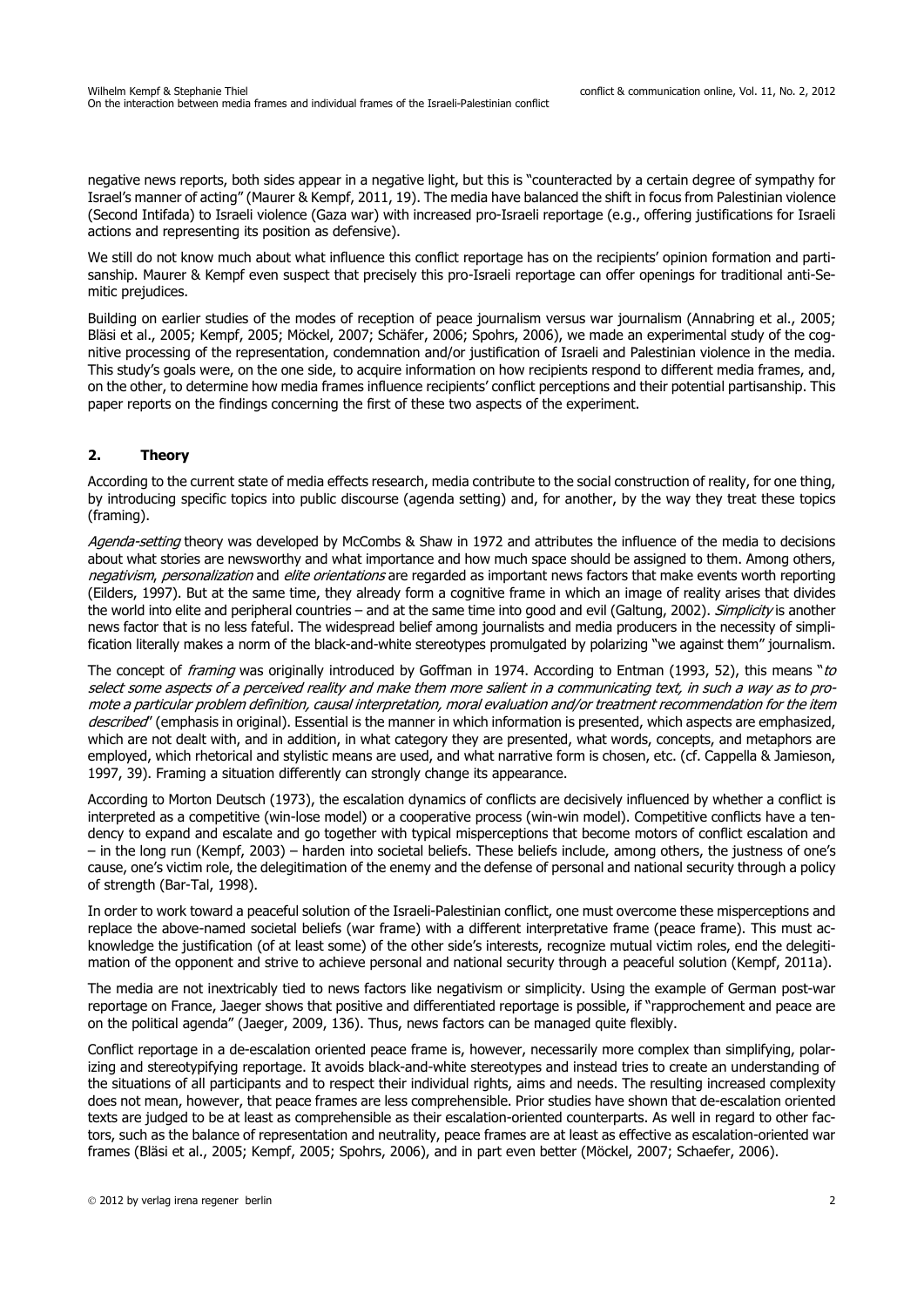negative news reports, both sides appear in a negative light, but this is "counteracted by a certain degree of sympathy for Israel's manner of acting" (Maurer & Kempf, 2011, 19). The media have balanced the shift in focus from Palestinian violence (Second Intifada) to Israeli violence (Gaza war) with increased pro-Israeli reportage (e.g., offering justifications for Israeli actions and representing its position as defensive).

We still do not know much about what influence this conflict reportage has on the recipients' opinion formation and partisanship. Maurer & Kempf even suspect that precisely this pro-Israeli reportage can offer openings for traditional anti-Semitic prejudices.

Building on earlier studies of the modes of reception of peace journalism versus war journalism (Annabring et al., 2005; Bläsi et al., 2005; Kempf, 2005; Möckel, 2007; Schäfer, 2006; Spohrs, 2006), we made an experimental study of the cognitive processing of the representation, condemnation and/or justification of Israeli and Palestinian violence in the media. This study's goals were, on the one side, to acquire information on how recipients respond to different media frames, and, on the other, to determine how media frames influence recipients' conflict perceptions and their potential partisanship. This paper reports on the findings concerning the first of these two aspects of the experiment.

## 2. Theory

According to the current state of media effects research, media contribute to the social construction of reality, for one thing, by introducing specific topics into public discourse (agenda setting) and, for another, by the way they treat these topics (framing).

*Agenda-setting* theory was developed by McCombs & Shaw in 1972 and attributes the influence of the media to decisions about what stories are newsworthy and what importance and how much space should be assigned to them. Among others, *negativism*, *personalization* and *elite orientations* are regarded as important news factors that make events worth reporting (Eilders, 1997). But at the same time, they already form a cognitive frame in which an image of reality arises that divides the world into elite and peripheral countries – and at the same time into good and evil (Galtung, 2002). *Simplicity* is another news factor that is no less fateful. The widespread belief among journalists and media producers in the necessity of simplification literally makes a norm of the black-and-white stereotypes promulgated by polarizing "we against them" journalism.

The concept of *framing* was originally introduced by Goffman in 1974. According to Entman (1993, 52), this means "*to select some aspects of a perceived reality and make them more salient in a communicating text, in such a way as to promote a particular problem definition, causal interpretation, moral evaluation and/or treatment recommendation for the item described*" (emphasis in original). Essential is the manner in which information is presented, which aspects are emphasized, which are not dealt with, and in addition, in what category they are presented, what words, concepts, and metaphors are employed, which rhetorical and stylistic means are used, and what narrative form is chosen, etc. (cf. Cappella & Jamieson, 1997, 39). Framing a situation differently can strongly change its appearance.

According to Morton Deutsch (1973), the escalation dynamics of conflicts are decisively influenced by whether a conflict is interpreted as a competitive (win-lose model) or a cooperative process (win-win model). Competitive conflicts have a tendency to expand and escalate and go together with typical misperceptions that become motors of conflict escalation and – in the long run (Kempf, 2003) – harden into societal beliefs. These beliefs include, among others, the justness of one's cause, one's victim role, the delegitimation of the enemy and the defense of personal and national security through a policy of strength (Bar-Tal, 1998).

In order to work toward a peaceful solution of the Israeli-Palestinian conflict, one must overcome these misperceptions and replace the above-named societal beliefs (war frame) with a different interpretative frame (peace frame). This must acknowledge the justification (of at least some) of the other side's interests, recognize mutual victim roles, end the delegitimation of the opponent and strive to achieve personal and national security through a peaceful solution (Kempf, 2011a).

The media are not inextricably tied to news factors like negativism or simplicity. Using the example of German post-war reportage on France, Jaeger shows that positive and differentiated reportage is possible, if "rapprochement and peace are on the political agenda" (Jaeger, 2009, 136). Thus, news factors can be managed quite flexibly.

Conflict reportage in a de-escalation oriented peace frame is, however, necessarily more complex than simplifying, polarizing and stereotypifying reportage. It avoids black-and-white stereotypes and instead tries to create an understanding of the situations of all participants and to respect their individual rights, aims and needs. The resulting increased complexity does not mean, however, that peace frames are less comprehensible. Prior studies have shown that de-escalation oriented texts are judged to be at least as comprehensible as their escalation-oriented counterparts. As well in regard to other factors, such as the balance of representation and neutrality, peace frames are at least as effective as escalation-oriented war frames (Bläsi et al., 2005; Kempf, 2005; Spohrs, 2006), and in part even better (Möckel, 2007; Schaefer, 2006).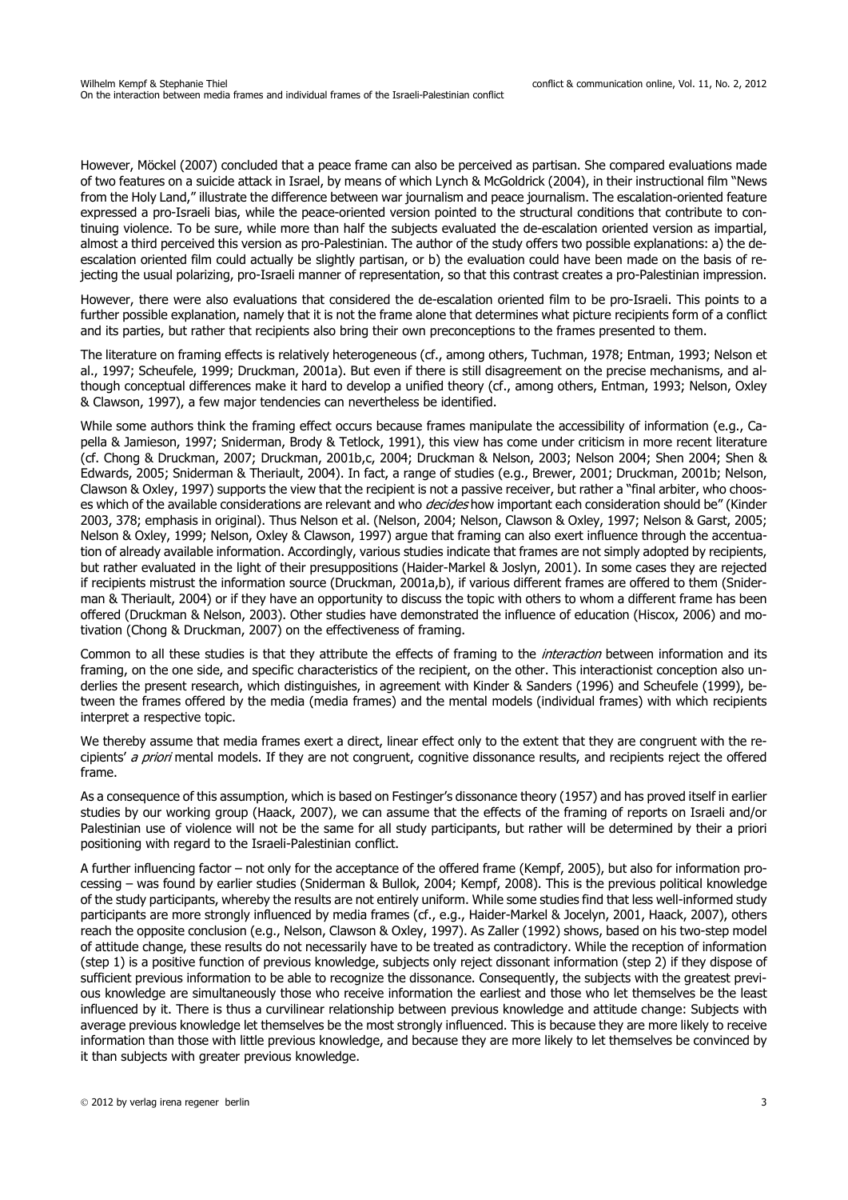However, Möckel (2007) concluded that a peace frame can also be perceived as partisan. She compared evaluations made of two features on a suicide attack in Israel, by means of which Lynch & McGoldrick (2004), in their instructional film "News from the Holy Land," illustrate the difference between war journalism and peace journalism. The escalation-oriented feature expressed a pro-Israeli bias, while the peace-oriented version pointed to the structural conditions that contribute to continuing violence. To be sure, while more than half the subjects evaluated the de-escalation oriented version as impartial, almost a third perceived this version as pro-Palestinian. The author of the study offers two possible explanations: a) the de-escalation oriented film could actually be slightly partisan, or b) the evaluation could have been made on the basis of rejecting the usual polarizing, pro-Israeli manner of representation, so that this contrast creates a pro-Palestinian impression.

However, there were also evaluations that considered the de-escalation oriented film to be pro-Israeli. This points to a further possible explanation, namely that it is not the frame alone that determines what picture recipients form of a conflict and its parties, but rather that recipients also bring their own preconceptions to the frames presented to them.

The literature on framing effects is relatively heterogeneous (cf., among others, Tuchman, 1978; Entman, 1993; Nelson et al., 1997; Scheufele, 1999; Druckman, 2001a). But even if there is still disagreement on the precise mechanisms, and although conceptual differences make it hard to develop a unified theory (cf., among others, Entman, 1993; Nelson, Oxley & Clawson, 1997), a few major tendencies can nevertheless be identified.

While some authors think the framing effect occurs because frames manipulate the accessibility of information (e.g., Capella & Jamieson, 1997; Sniderman, Brody & Tetlock, 1991), this view has come under criticism in more recent literature (cf. Chong & Druckman, 2007; Druckman, 2001b,c, 2004; Druckman & Nelson, 2003; Nelson 2004; Shen 2004; Shen & Edwards, 2005; Sniderman & Theriault, 2004). In fact, a range of studies (e.g., Brewer, 2001; Druckman, 2001b; Nelson, Clawson & Oxley, 1997) supports the view that the recipient is not a passive receiver, but rather a "final arbiter, who chooses which of the available considerations are relevant and who *decides* how important each consideration should be" (Kinder 2003, 378; emphasis in original). Thus Nelson et al. (Nelson, 2004; Nelson, Clawson & Oxley, 1997; Nelson & Garst, 2005; Nelson & Oxley, 1999; Nelson, Oxley & Clawson, 1997) argue that framing can also exert influence through the accentuation of already available information. Accordingly, various studies indicate that frames are not simply adopted by recipients, but rather evaluated in the light of their presuppositions (Haider-Markel & Joslyn, 2001). In some cases they are rejected if recipients mistrust the information source (Druckman, 2001a,b), if various different frames are offered to them (Sniderman & Theriault, 2004) or if they have an opportunity to discuss the topic with others to whom a different frame has been offered (Druckman & Nelson, 2003). Other studies have demonstrated the influence of education (Hiscox, 2006) and motivation (Chong & Druckman, 2007) on the effectiveness of framing.

Common to all these studies is that they attribute the effects of framing to the *interaction* between information and its framing, on the one side, and specific characteristics of the recipient, on the other. This interactionist conception also underlies the present research, which distinguishes, in agreement with Kinder & Sanders (1996) and Scheufele (1999), between the frames offered by the media (media frames) and the mental models (individual frames) with which recipients interpret a respective topic.

We thereby assume that media frames exert a direct, linear effect only to the extent that they are congruent with the recipients' *a priori* mental models. If they are not congruent, cognitive dissonance results, and recipients reject the offered frame.

As a consequence of this assumption, which is based on Festinger's dissonance theory (1957) and has proved itself in earlier studies by our working group (Haack, 2007), we can assume that the effects of the framing of reports on Israeli and/or Palestinian use of violence will not be the same for all study participants, but rather will be determined by their a priori positioning with regard to the Israeli-Palestinian conflict.

A further influencing factor – not only for the acceptance of the offered frame (Kempf, 2005), but also for information processing – was found by earlier studies (Sniderman & Bullok, 2004; Kempf, 2008). This is the previous political knowledge of the study participants, whereby the results are not entirely uniform. While some studies find that less well-informed study participants are more strongly influenced by media frames (cf., e.g., Haider-Markel & Jocelyn, 2001, Haack, 2007), others reach the opposite conclusion (e.g., Nelson, Clawson & Oxley, 1997). As Zaller (1992) shows, based on his two-step model of attitude change, these results do not necessarily have to be treated as contradictory. While the reception of information (step 1) is a positive function of previous knowledge, subjects only reject dissonant information (step 2) if they dispose of sufficient previous information to be able to recognize the dissonance. Consequently, the subjects with the greatest previous knowledge are simultaneously those who receive information the earliest and those who let themselves be the least influenced by it. There is thus a curvilinear relationship between previous knowledge and attitude change: Subjects with average previous knowledge let themselves be the most strongly influenced. This is because they are more likely to receive information than those with little previous knowledge, and because they are more likely to let themselves be convinced by it than subjects with greater previous knowledge.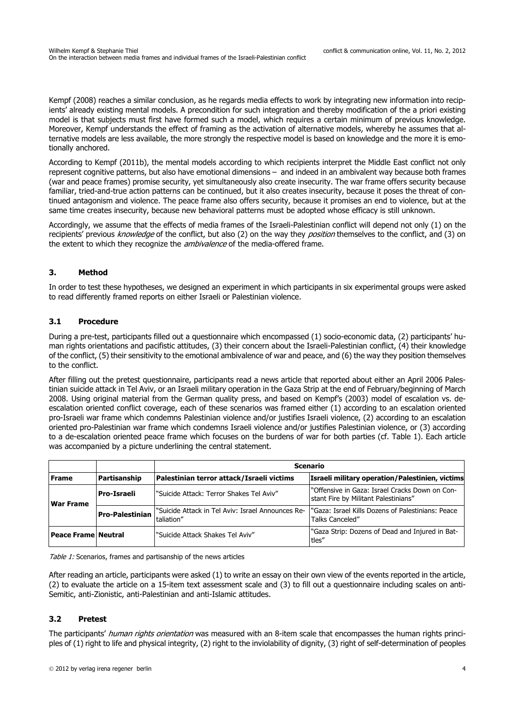Kempf (2008) reaches a similar conclusion, as he regards media effects to work by integrating new information into recipients' already existing mental models. A precondition for such integration and thereby modification of the a priori existing model is that subjects must first have formed such a model, which requires a certain minimum of previous knowledge. Moreover, Kempf understands the effect of framing as the activation of alternative models, whereby he assumes that alternative models are less available, the more strongly the respective model is based on knowledge and the more it is emotionally anchored.

According to Kempf (2011b), the mental models according to which recipients interpret the Middle East conflict not only represent cognitive patterns, but also have emotional dimensions – and indeed in an ambivalent way because both frames (war and peace frames) promise security, yet simultaneously also create insecurity. The war frame offers security because familiar, tried-and-true action patterns can be continued, but it also creates insecurity, because it poses the threat of continued antagonism and violence. The peace frame also offers security, because it promises an end to violence, but at the same time creates insecurity, because new behavioral patterns must be adopted whose efficacy is still unknown.

Accordingly, we assume that the effects of media frames of the Israeli-Palestinian conflict will depend not only (1) on the recipients' previous *knowledge* of the conflict, but also (2) on the way they *position* themselves to the conflict, and (3) on the extent to which they recognize the *ambivalence* of the media-offered frame.

## 3. Method

In order to test these hypotheses, we designed an experiment in which participants in six experimental groups were asked to read differently framed reports on either Israeli or Palestinian violence.

### 3.1 Procedure

During a pre-test, participants filled out a questionnaire which encompassed (1) socio-economic data, (2) participants' human rights orientations and pacifistic attitudes, (3) their concern about the Israeli-Palestinian conflict, (4) their knowledge of the conflict, (5) their sensitivity to the emotional ambivalence of war and peace, and (6) the way they position themselves to the conflict.

After filling out the pretest questionnaire, participants read a news article that reported about either an April 2006 Palestinian suicide attack in Tel Aviv, or an Israeli military operation in the Gaza Strip at the end of February/beginning of March 2008. Using original material from the German quality press, and based on Kempf's (2003) model of escalation vs. de-escalation oriented conflict coverage, each of these scenarios was framed either (1) according to an escalation oriented pro-Israeli war frame which condemns Palestinian violence and/or justifies Israeli violence, (2) according to an escalation oriented pro-Palestinian war frame which condemns Israeli violence and/or justifies Palestinian violence, or (3) according to a de-escalation oriented peace frame which focuses on the burdens of war for both parties (cf. Table 1). Each article was accompanied by a picture underlining the central statement.

| | | **Scenario** | |
|---|---|---|---|
| **Frame** | **Partisanship** | **Palestinian terror attack/Israeli victims** | **Israeli military operation/Palestinien, victims** |
| **War Frame** | **Pro-Israeli** | "Suicide Attack: Terror Shakes Tel Aviv" | "Offensive in Gaza: Israel Cracks Down on Constant Fire by Militant Palestinians" |
| | **Pro-Palestinian** | "Suicide Attack in Tel Aviv: Israel Announces Retaliation" | "Gaza: Israel Kills Dozens of Palestinians: Peace Talks Canceled" |
| **Peace Frame** | **Neutral** | "Suicide Attack Shakes Tel Aviv" | "Gaza Strip: Dozens of Dead and Injured in Battles" |

*Table 1:* Scenarios, frames and partisanship of the news articles

After reading an article, participants were asked (1) to write an essay on their own view of the events reported in the article, (2) to evaluate the article on a 15-item text assessment scale and (3) to fill out a questionnaire including scales on anti-Semitic, anti-Zionistic, anti-Palestinian and anti-Islamic attitudes.

### 3.2 Pretest

The participants' *human rights orientation* was measured with an 8-item scale that encompasses the human rights principles of (1) right to life and physical integrity, (2) right to the inviolability of dignity, (3) right of self-determination of peoples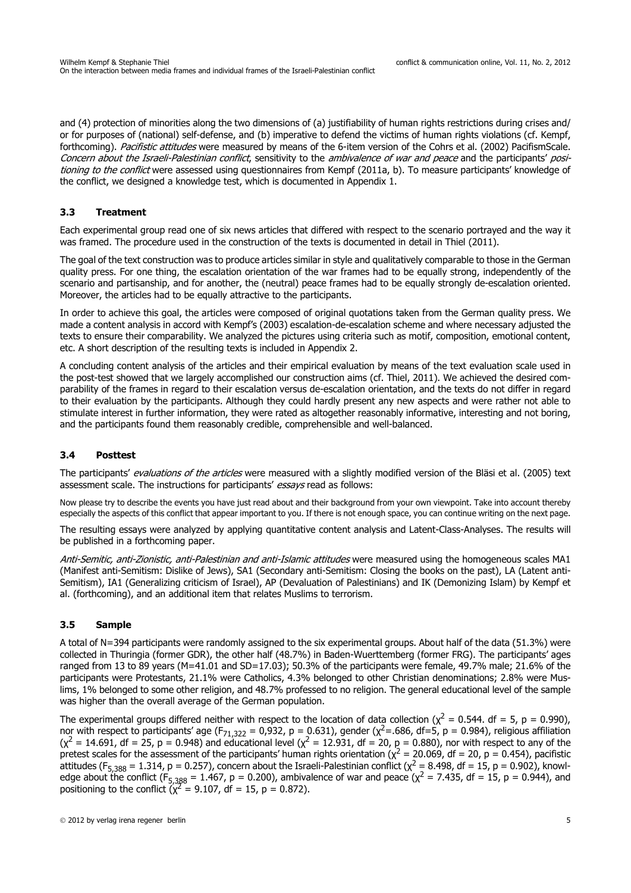and (4) protection of minorities along the two dimensions of (a) justifiability of human rights restrictions during crises and/ or for purposes of (national) self-defense, and (b) imperative to defend the victims of human rights violations (cf. Kempf, forthcoming). *Pacifistic attitudes* were measured by means of the 6-item version of the Cohrs et al. (2002) PacifismScale. *Concern about the Israeli-Palestinian conflict*, sensitivity to the *ambivalence of war and peace* and the participants' *positioning to the conflict* were assessed using questionnaires from Kempf (2011a, b). To measure participants' knowledge of the conflict, we designed a knowledge test, which is documented in Appendix 1.

### 3.3 Treatment

Each experimental group read one of six news articles that differed with respect to the scenario portrayed and the way it was framed. The procedure used in the construction of the texts is documented in detail in Thiel (2011).

The goal of the text construction was to produce articles similar in style and qualitatively comparable to those in the German quality press. For one thing, the escalation orientation of the war frames had to be equally strong, independently of the scenario and partisanship, and for another, the (neutral) peace frames had to be equally strongly de-escalation oriented. Moreover, the articles had to be equally attractive to the participants.

In order to achieve this goal, the articles were composed of original quotations taken from the German quality press. We made a content analysis in accord with Kempf's (2003) escalation-de-escalation scheme and where necessary adjusted the texts to ensure their comparability. We analyzed the pictures using criteria such as motif, composition, emotional content, etc. A short description of the resulting texts is included in Appendix 2.

A concluding content analysis of the articles and their empirical evaluation by means of the text evaluation scale used in the post-test showed that we largely accomplished our construction aims (cf. Thiel, 2011). We achieved the desired comparability of the frames in regard to their escalation versus de-escalation orientation, and the texts do not differ in regard to their evaluation by the participants. Although they could hardly present any new aspects and were rather not able to stimulate interest in further information, they were rated as altogether reasonably informative, interesting and not boring, and the participants found them reasonably credible, comprehensible and well-balanced.

### 3.4 Posttest

The participants' *evaluations of the articles* were measured with a slightly modified version of the Bläsi et al. (2005) text assessment scale. The instructions for participants' *essays* read as follows:

Now please try to describe the events you have just read about and their background from your own viewpoint. Take into account thereby especially the aspects of this conflict that appear important to you. If there is not enough space, you can continue writing on the next page.

The resulting essays were analyzed by applying quantitative content analysis and Latent-Class-Analyses. The results will be published in a forthcoming paper.

*Anti-Semitic, anti-Zionistic, anti-Palestinian and anti-Islamic attitudes* were measured using the homogeneous scales MA1 (Manifest anti-Semitism: Dislike of Jews), SA1 (Secondary anti-Semitism: Closing the books on the past), LA (Latent anti-Semitism), IA1 (Generalizing criticism of Israel), AP (Devaluation of Palestinians) and IK (Demonizing Islam) by Kempf et al. (forthcoming), and an additional item that relates Muslims to terrorism.

### 3.5 Sample

A total of N=394 participants were randomly assigned to the six experimental groups. About half of the data (51.3%) were collected in Thuringia (former GDR), the other half (48.7%) in Baden-Wuerttemberg (former FRG). The participants' ages ranged from 13 to 89 years (M=41.01 and SD=17.03); 50.3% of the participants were female, 49.7% male; 21.6% of the participants were Protestants, 21.1% were Catholics, 4.3% belonged to other Christian denominations; 2.8% were Muslims, 1% belonged to some other religion, and 48.7% professed to no religion. The general educational level of the sample was higher than the overall average of the German population.

The experimental groups differed neither with respect to the location of data collection ($\chi^2$ = 0.544. df = 5, p = 0.990), nor with respect to participants' age ($F_{71,322}$ = 0,932, p = 0.631), gender ($\chi^2$=.686, df=5, p = 0.984), religious affiliation ($\chi^2$ = 14.691, df = 25, p = 0.948) and educational level ($\chi^2$ = 12.931, df = 20, p = 0.880), nor with respect to any of the pretest scales for the assessment of the participants' human rights orientation ($\chi^2$ = 20.069, df = 20, p = 0.454), pacifistic attitudes ($F_{5,388}$ = 1.314, p = 0.257), concern about the Israeli-Palestinian conflict ($\chi^2$ = 8.498, df = 15, p = 0.902), knowledge about the conflict ($F_{5,388}$ = 1.467, p = 0.200), ambivalence of war and peace ($\chi^2$ = 7.435, df = 15, p = 0.944), and positioning to the conflict ($\chi^2$ = 9.107, df = 15, p = 0.872).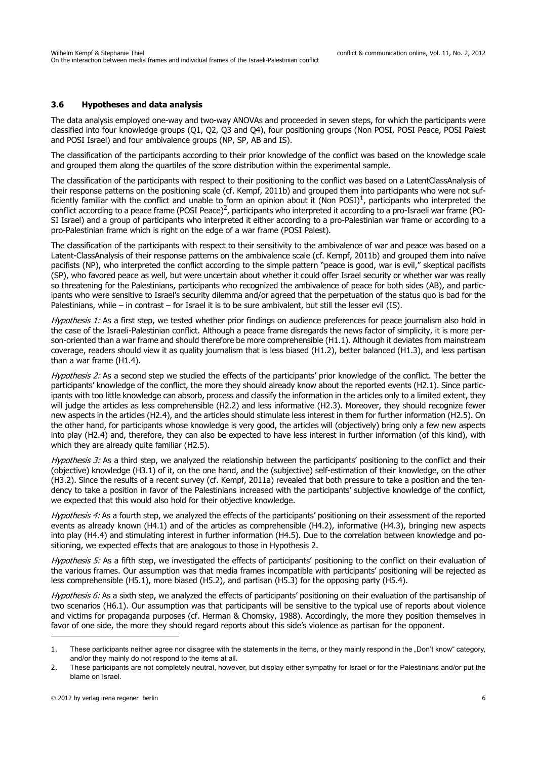### 3.6 Hypotheses and data analysis

The data analysis employed one-way and two-way ANOVAs and proceeded in seven steps, for which the participants were classified into four knowledge groups (Q1, Q2, Q3 and Q4), four positioning groups (Non POSI, POSI Peace, POSI Palest and POSI Israel) and four ambivalence groups (NP, SP, AB and IS).

The classification of the participants according to their prior knowledge of the conflict was based on the knowledge scale and grouped them along the quartiles of the score distribution within the experimental sample.

The classification of the participants with respect to their positioning to the conflict was based on a LatentClassAnalysis of their response patterns on the positioning scale (cf. Kempf, 2011b) and grouped them into participants who were not sufficiently familiar with the conflict and unable to form an opinion about it (Non POSI)[1], participants who interpreted the conflict according to a peace frame (POSI Peace)[2], participants who interpreted it according to a pro-Israeli war frame (POSI Israel) and a group of participants who interpreted it either according to a pro-Palestinian war frame or according to a pro-Palestinian frame which is right on the edge of a war frame (POSI Palest).

The classification of the participants with respect to their sensitivity to the ambivalence of war and peace was based on a Latent-ClassAnalysis of their response patterns on the ambivalence scale (cf. Kempf, 2011b) and grouped them into naïve pacifists (NP), who interpreted the conflict according to the simple pattern "peace is good, war is evil," skeptical pacifists (SP), who favored peace as well, but were uncertain about whether it could offer Israel security or whether war was really so threatening for the Palestinians, participants who recognized the ambivalence of peace for both sides (AB), and participants who were sensitive to Israel's security dilemma and/or agreed that the perpetuation of the status quo is bad for the Palestinians, while – in contrast – for Israel it is to be sure ambivalent, but still the lesser evil (IS).

*Hypothesis 1:* As a first step, we tested whether prior findings on audience preferences for peace journalism also hold in the case of the Israeli-Palestinian conflict. Although a peace frame disregards the news factor of simplicity, it is more person-oriented than a war frame and should therefore be more comprehensible (H1.1). Although it deviates from mainstream coverage, readers should view it as quality journalism that is less biased (H1.2), better balanced (H1.3), and less partisan than a war frame (H1.4).

*Hypothesis 2:* As a second step we studied the effects of the participants' prior knowledge of the conflict. The better the participants' knowledge of the conflict, the more they should already know about the reported events (H2.1). Since participants with too little knowledge can absorb, process and classify the information in the articles only to a limited extent, they will judge the articles as less comprehensible (H2.2) and less informative (H2.3). Moreover, they should recognize fewer new aspects in the articles (H2.4), and the articles should stimulate less interest in them for further information (H2.5). On the other hand, for participants whose knowledge is very good, the articles will (objectively) bring only a few new aspects into play (H2.4) and, therefore, they can also be expected to have less interest in further information (of this kind), with which they are already quite familiar (H2.5).

*Hypothesis 3:* As a third step, we analyzed the relationship between the participants' positioning to the conflict and their (objective) knowledge (H3.1) of it, on the one hand, and the (subjective) self-estimation of their knowledge, on the other (H3.2). Since the results of a recent survey (cf. Kempf, 2011a) revealed that both pressure to take a position and the tendency to take a position in favor of the Palestinians increased with the participants' subjective knowledge of the conflict, we expected that this would also hold for their objective knowledge.

*Hypothesis 4:* As a fourth step, we analyzed the effects of the participants' positioning on their assessment of the reported events as already known (H4.1) and of the articles as comprehensible (H4.2), informative (H4.3), bringing new aspects into play (H4.4) and stimulating interest in further information (H4.5). Due to the correlation between knowledge and positioning, we expected effects that are analogous to those in Hypothesis 2.

*Hypothesis 5:* As a fifth step, we investigated the effects of participants' positioning to the conflict on their evaluation of the various frames. Our assumption was that media frames incompatible with participants' positioning will be rejected as less comprehensible (H5.1), more biased (H5.2), and partisan (H5.3) for the opposing party (H5.4).

*Hypothesis 6:* As a sixth step, we analyzed the effects of participants' positioning on their evaluation of the partisanship of two scenarios (H6.1). Our assumption was that participants will be sensitive to the typical use of reports about violence and victims for propaganda purposes (cf. Herman & Chomsky, 1988). Accordingly, the more they position themselves in favor of one side, the more they should regard reports about this side's violence as partisan for the opponent.

---

1. These participants neither agree nor disagree with the statements in the items, or they mainly respond in the „Don't know" category, and/or they mainly do not respond to the items at all.
2. These participants are not completely neutral, however, but display either sympathy for Israel or for the Palestinians and/or put the blame on Israel.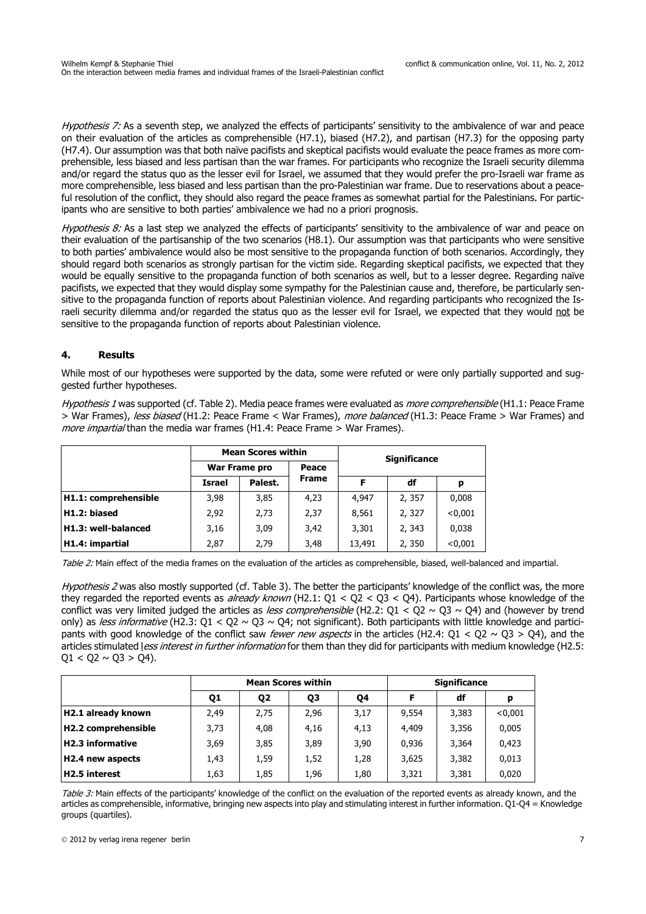*Hypothesis 7:* As a seventh step, we analyzed the effects of participants' sensitivity to the ambivalence of war and peace on their evaluation of the articles as comprehensible (H7.1), biased (H7.2), and partisan (H7.3) for the opposing party (H7.4). Our assumption was that both naïve pacifists and skeptical pacifists would evaluate the peace frames as more comprehensible, less biased and less partisan than the war frames. For participants who recognize the Israeli security dilemma and/or regard the status quo as the lesser evil for Israel, we assumed that they would prefer the pro-Israeli war frame as more comprehensible, less biased and less partisan than the pro-Palestinian war frame. Due to reservations about a peaceful resolution of the conflict, they should also regard the peace frames as somewhat partial for the Palestinians. For participants who are sensitive to both parties' ambivalence we had no a priori prognosis.

*Hypothesis 8:* As a last step we analyzed the effects of participants' sensitivity to the ambivalence of war and peace on their evaluation of the partisanship of the two scenarios (H8.1). Our assumption was that participants who were sensitive to both parties' ambivalence would also be most sensitive to the propaganda function of both scenarios. Accordingly, they should regard both scenarios as strongly partisan for the victim side. Regarding skeptical pacifists, we expected that they would be equally sensitive to the propaganda function of both scenarios as well, but to a lesser degree. Regarding naïve pacifists, we expected that they would display some sympathy for the Palestinian cause and, therefore, be particularly sensitive to the propaganda function of reports about Palestinian violence. And regarding participants who recognized the Israeli security dilemma and/or regarded the status quo as the lesser evil for Israel, we expected that they would not be sensitive to the propaganda function of reports about Palestinian violence.

## 4. Results

While most of our hypotheses were supported by the data, some were refuted or were only partially supported and suggested further hypotheses.

*Hypothesis 1* was supported (cf. Table 2). Media peace frames were evaluated as *more comprehensible* (H1.1: Peace Frame > War Frames), *less biased* (H1.2: Peace Frame < War Frames), *more balanced* (H1.3: Peace Frame > War Frames) and *more impartial* than the media war frames (H1.4: Peace Frame > War Frames).

| | Mean Scores within | | | Significance | | |
|---|---|---|---|---|---|---|
| | War Frame pro | | Peace Frame | | | |
| | Israel | Palest. | | F | df | p |
| **H1.1: comprehensible** | 3,98 | 3,85 | 4,23 | 4,947 | 2, 357 | 0,008 |
| **H1.2: biased** | 2,92 | 2,73 | 2,37 | 8,561 | 2, 327 | <0,001 |
| **H1.3: well-balanced** | 3,16 | 3,09 | 3,42 | 3,301 | 2, 343 | 0,038 |
| **H1.4: impartial** | 2,87 | 2,79 | 3,48 | 13,491 | 2, 350 | <0,001 |

*Table 2:* Main effect of the media frames on the evaluation of the articles as comprehensible, biased, well-balanced and impartial.

*Hypothesis 2* was also mostly supported (cf. Table 3). The better the participants' knowledge of the conflict was, the more they regarded the reported events as *already known* (H2.1: Q1 < Q2 < Q3 < Q4). Participants whose knowledge of the conflict was very limited judged the articles as *less comprehensible* (H2.2: Q1 < Q2 ~ Q3 ~ Q4) and (however by trend only) as *less informative* (H2.3: Q1 < Q2 ~ Q3 ~ Q4; not significant). Both participants with little knowledge and participants with good knowledge of the conflict saw *fewer new aspects* in the articles (H2.4: Q1 < Q2 ~ Q3 > Q4), and the articles stimulated *less interest in further information* for them than they did for participants with medium knowledge (H2.5: Q1 < Q2 ~ Q3 > Q4).

| | Mean Scores within | | | | Significance | | |
|---|---|---|---|---|---|---|---|
| | Q1 | Q2 | Q3 | Q4 | F | df | p |
| **H2.1 already known** | 2,49 | 2,75 | 2,96 | 3,17 | 9,554 | 3,383 | <0,001 |
| **H2.2 comprehensible** | 3,73 | 4,08 | 4,16 | 4,13 | 4,409 | 3,356 | 0,005 |
| **H2.3 informative** | 3,69 | 3,85 | 3,89 | 3,90 | 0,936 | 3,364 | 0,423 |
| **H2.4 new aspects** | 1,43 | 1,59 | 1,52 | 1,28 | 3,625 | 3,382 | 0,013 |
| **H2.5 interest** | 1,63 | 1,85 | 1,96 | 1,80 | 3,321 | 3,381 | 0,020 |

*Table 3:* Main effects of the participants' knowledge of the conflict on the evaluation of the reported events as already known, and the articles as comprehensible, informative, bringing new aspects into play and stimulating interest in further information. Q1-Q4 = Knowledge groups (quartiles).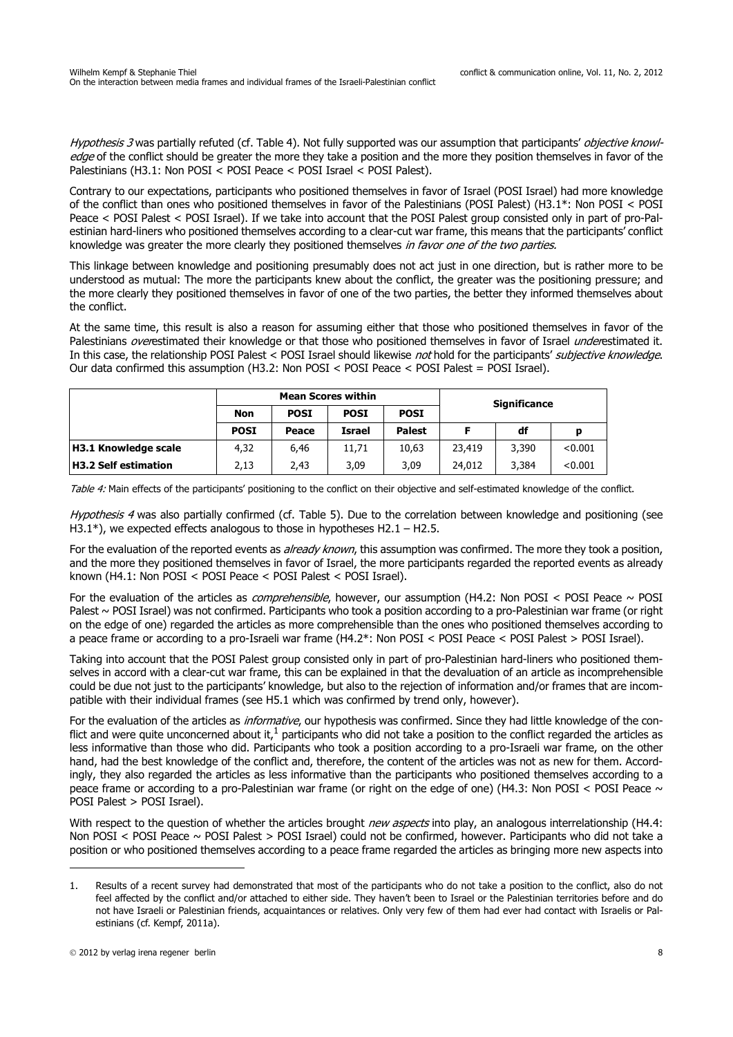*Hypothesis 3* was partially refuted (cf. Table 4). Not fully supported was our assumption that participants' *objective knowledge* of the conflict should be greater the more they take a position and the more they position themselves in favor of the Palestinians (H3.1: Non POSI < POSI Peace < POSI Israel < POSI Palest).

Contrary to our expectations, participants who positioned themselves in favor of Israel (POSI Israel) had more knowledge of the conflict than ones who positioned themselves in favor of the Palestinians (POSI Palest) (H3.1*: Non POSI < POSI Peace < POSI Palest < POSI Israel). If we take into account that the POSI Palest group consisted only in part of pro-Palestinian hard-liners who positioned themselves according to a clear-cut war frame, this means that the participants' conflict knowledge was greater the more clearly they positioned themselves *in favor one of the two parties.*

This linkage between knowledge and positioning presumably does not act just in one direction, but is rather more to be understood as mutual: The more the participants knew about the conflict, the greater was the positioning pressure; and the more clearly they positioned themselves in favor of one of the two parties, the better they informed themselves about the conflict.

At the same time, this result is also a reason for assuming either that those who positioned themselves in favor of the Palestinians *over*estimated their knowledge or that those who positioned themselves in favor of Israel *under*estimated it. In this case, the relationship POSI Palest < POSI Israel should likewise *not* hold for the participants' *subjective knowledge*. Our data confirmed this assumption (H3.2: Non POSI < POSI Peace < POSI Palest = POSI Israel).

| | Mean Scores within | | | | Significance | | |
|---|---|---|---|---|---|---|---|
| | Non | POSI | POSI | POSI | | | |
| | POSI | Peace | Israel | Palest | F | df | p |
| **H3.1 Knowledge scale** | 4,32 | 6,46 | 11,71 | 10,63 | 23,419 | 3,390 | <0.001 |
| **H3.2 Self estimation** | 2,13 | 2,43 | 3,09 | 3,09 | 24,012 | 3,384 | <0.001 |

*Table 4:* Main effects of the participants' positioning to the conflict on their objective and self-estimated knowledge of the conflict.

*Hypothesis 4* was also partially confirmed (cf. Table 5). Due to the correlation between knowledge and positioning (see H3.1*), we expected effects analogous to those in hypotheses H2.1 – H2.5.

For the evaluation of the reported events as *already known*, this assumption was confirmed. The more they took a position, and the more they positioned themselves in favor of Israel, the more participants regarded the reported events as already known (H4.1: Non POSI < POSI Peace < POSI Palest < POSI Israel).

For the evaluation of the articles as *comprehensible*, however, our assumption (H4.2: Non POSI < POSI Peace ~ POSI Palest ~ POSI Israel) was not confirmed. Participants who took a position according to a pro-Palestinian war frame (or right on the edge of one) regarded the articles as more comprehensible than the ones who positioned themselves according to a peace frame or according to a pro-Israeli war frame (H4.2*: Non POSI < POSI Peace < POSI Palest > POSI Israel).

Taking into account that the POSI Palest group consisted only in part of pro-Palestinian hard-liners who positioned themselves in accord with a clear-cut war frame, this can be explained in that the devaluation of an article as incomprehensible could be due not just to the participants' knowledge, but also to the rejection of information and/or frames that are incompatible with their individual frames (see H5.1 which was confirmed by trend only, however).

For the evaluation of the articles as *informative*, our hypothesis was confirmed. Since they had little knowledge of the conflict and were quite unconcerned about it,[1] participants who did not take a position to the conflict regarded the articles as less informative than those who did. Participants who took a position according to a pro-Israeli war frame, on the other hand, had the best knowledge of the conflict and, therefore, the content of the articles was not as new for them. Accordingly, they also regarded the articles as less informative than the participants who positioned themselves according to a peace frame or according to a pro-Palestinian war frame (or right on the edge of one) (H4.3: Non POSI < POSI Peace ~ POSI Palest > POSI Israel).

With respect to the question of whether the articles brought *new aspects* into play, an analogous interrelationship (H4.4: Non POSI < POSI Peace ~ POSI Palest > POSI Israel) could not be confirmed, however. Participants who did not take a position or who positioned themselves according to a peace frame regarded the articles as bringing more new aspects into

1. Results of a recent survey had demonstrated that most of the participants who do not take a position to the conflict, also do not feel affected by the conflict and/or attached to either side. They haven't been to Israel or the Palestinian territories before and do not have Israeli or Palestinian friends, acquaintances or relatives. Only very few of them had ever had contact with Israelis or Palestinians (cf. Kempf, 2011a).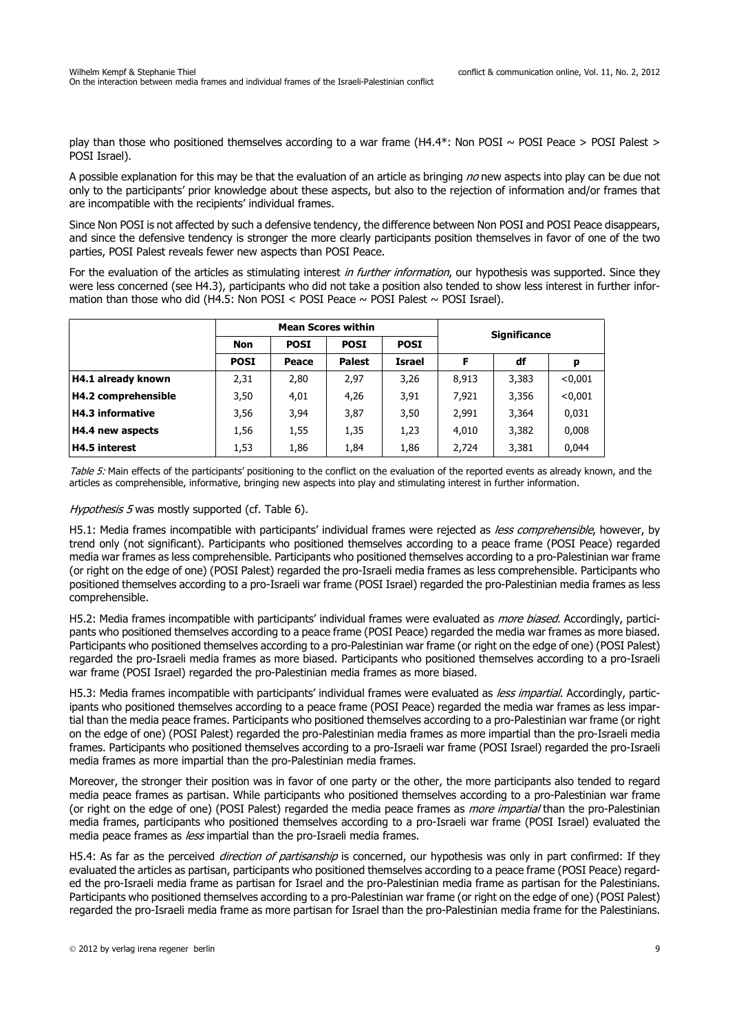play than those who positioned themselves according to a war frame (H4.4*: Non POSI ~ POSI Peace > POSI Palest > POSI Israel).

A possible explanation for this may be that the evaluation of an article as bringing *no* new aspects into play can be due not only to the participants' prior knowledge about these aspects, but also to the rejection of information and/or frames that are incompatible with the recipients' individual frames.

Since Non POSI is not affected by such a defensive tendency, the difference between Non POSI and POSI Peace disappears, and since the defensive tendency is stronger the more clearly participants position themselves in favor of one of the two parties, POSI Palest reveals fewer new aspects than POSI Peace.

For the evaluation of the articles as stimulating interest *in further information*, our hypothesis was supported. Since they were less concerned (see H4.3), participants who did not take a position also tended to show less interest in further information than those who did (H4.5: Non POSI < POSI Peace ~ POSI Palest ~ POSI Israel).

| | Mean Scores within | | | | Significance | | |
|---|---|---|---|---|---|---|---|
| | Non POSI | POSI Peace | POSI Palest | POSI Israel | F | df | p |
| **H4.1 already known** | 2,31 | 2,80 | 2,97 | 3,26 | 8,913 | 3,383 | <0,001 |
| **H4.2 comprehensible** | 3,50 | 4,01 | 4,26 | 3,91 | 7,921 | 3,356 | <0,001 |
| **H4.3 informative** | 3,56 | 3,94 | 3,87 | 3,50 | 2,991 | 3,364 | 0,031 |
| **H4.4 new aspects** | 1,56 | 1,55 | 1,35 | 1,23 | 4,010 | 3,382 | 0,008 |
| **H4.5 interest** | 1,53 | 1,86 | 1,84 | 1,86 | 2,724 | 3,381 | 0,044 |

*Table 5:* Main effects of the participants' positioning to the conflict on the evaluation of the reported events as already known, and the articles as comprehensible, informative, bringing new aspects into play and stimulating interest in further information.

*Hypothesis 5* was mostly supported (cf. Table 6).

H5.1: Media frames incompatible with participants' individual frames were rejected as *less comprehensible*, however, by trend only (not significant). Participants who positioned themselves according to a peace frame (POSI Peace) regarded media war frames as less comprehensible. Participants who positioned themselves according to a pro-Palestinian war frame (or right on the edge of one) (POSI Palest) regarded the pro-Israeli media frames as less comprehensible. Participants who positioned themselves according to a pro-Israeli war frame (POSI Israel) regarded the pro-Palestinian media frames as less comprehensible.

H5.2: Media frames incompatible with participants' individual frames were evaluated as *more biased*. Accordingly, participants who positioned themselves according to a peace frame (POSI Peace) regarded the media war frames as more biased. Participants who positioned themselves according to a pro-Palestinian war frame (or right on the edge of one) (POSI Palest) regarded the pro-Israeli media frames as more biased. Participants who positioned themselves according to a pro-Israeli war frame (POSI Israel) regarded the pro-Palestinian media frames as more biased.

H5.3: Media frames incompatible with participants' individual frames were evaluated as *less impartial*. Accordingly, participants who positioned themselves according to a peace frame (POSI Peace) regarded the media war frames as less impartial than the media peace frames. Participants who positioned themselves according to a pro-Palestinian war frame (or right on the edge of one) (POSI Palest) regarded the pro-Palestinian media frames as more impartial than the pro-Israeli media frames. Participants who positioned themselves according to a pro-Israeli war frame (POSI Israel) regarded the pro-Israeli media frames as more impartial than the pro-Palestinian media frames.

Moreover, the stronger their position was in favor of one party or the other, the more participants also tended to regard media peace frames as partisan. While participants who positioned themselves according to a pro-Palestinian war frame (or right on the edge of one) (POSI Palest) regarded the media peace frames as *more impartial* than the pro-Palestinian media frames, participants who positioned themselves according to a pro-Israeli war frame (POSI Israel) evaluated the media peace frames as *less* impartial than the pro-Israeli media frames.

H5.4: As far as the perceived *direction of partisanship* is concerned, our hypothesis was only in part confirmed: If they evaluated the articles as partisan, participants who positioned themselves according to a peace frame (POSI Peace) regarded the pro-Israeli media frame as partisan for Israel and the pro-Palestinian media frame as partisan for the Palestinians. Participants who positioned themselves according to a pro-Palestinian war frame (or right on the edge of one) (POSI Palest) regarded the pro-Israeli media frame as more partisan for Israel than the pro-Palestinian media frame for the Palestinians.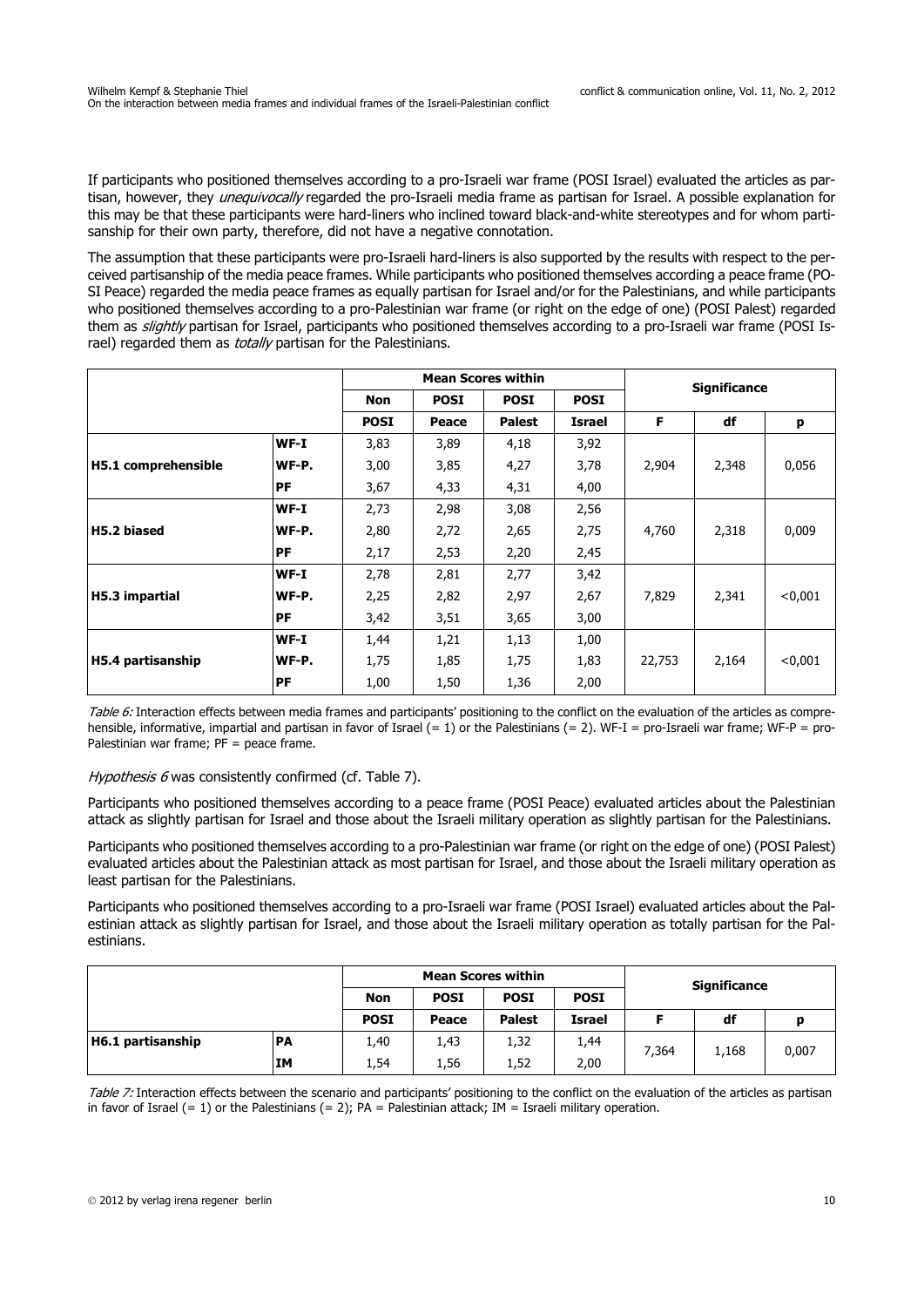If participants who positioned themselves according to a pro-Israeli war frame (POSI Israel) evaluated the articles as partisan, however, they *unequivocally* regarded the pro-Israeli media frame as partisan for Israel. A possible explanation for this may be that these participants were hard-liners who inclined toward black-and-white stereotypes and for whom partisanship for their own party, therefore, did not have a negative connotation.

The assumption that these participants were pro-Israeli hard-liners is also supported by the results with respect to the perceived partisanship of the media peace frames. While participants who positioned themselves according a peace frame (POSI Peace) regarded the media peace frames as equally partisan for Israel and/or for the Palestinians, and while participants who positioned themselves according to a pro-Palestinian war frame (or right on the edge of one) (POSI Palest) regarded them as *slightly* partisan for Israel, participants who positioned themselves according to a pro-Israeli war frame (POSI Israel) regarded them as *totally* partisan for the Palestinians.

| | | Mean Scores within | | | | Significance | | |
|---|---|---|---|---|---|---|---|---|
| | | Non POSI | POSI Peace | POSI Palest | POSI Israel | F | df | p |
| **H5.1 comprehensible** | **WF-I** | 3,83 | 3,89 | 4,18 | 3,92 | 2,904 | 2,348 | 0,056 |
| | **WF-P.** | 3,00 | 3,85 | 4,27 | 3,78 | | | |
| | **PF** | 3,67 | 4,33 | 4,31 | 4,00 | | | |
| **H5.2 biased** | **WF-I** | 2,73 | 2,98 | 3,08 | 2,56 | 4,760 | 2,318 | 0,009 |
| | **WF-P.** | 2,80 | 2,72 | 2,65 | 2,75 | | | |
| | **PF** | 2,17 | 2,53 | 2,20 | 2,45 | | | |
| **H5.3 impartial** | **WF-I** | 2,78 | 2,81 | 2,77 | 3,42 | 7,829 | 2,341 | <0,001 |
| | **WF-P.** | 2,25 | 2,82 | 2,97 | 2,67 | | | |
| | **PF** | 3,42 | 3,51 | 3,65 | 3,00 | | | |
| **H5.4 partisanship** | **WF-I** | 1,44 | 1,21 | 1,13 | 1,00 | 22,753 | 2,164 | <0,001 |
| | **WF-P.** | 1,75 | 1,85 | 1,75 | 1,83 | | | |
| | **PF** | 1,00 | 1,50 | 1,36 | 2,00 | | | |

*Table 6:* Interaction effects between media frames and participants' positioning to the conflict on the evaluation of the articles as comprehensible, informative, impartial and partisan in favor of Israel (= 1) or the Palestinians (= 2). WF-I = pro-Israeli war frame; WF-P = pro-Palestinian war frame; PF = peace frame.

*Hypothesis 6* was consistently confirmed (cf. Table 7).

Participants who positioned themselves according to a peace frame (POSI Peace) evaluated articles about the Palestinian attack as slightly partisan for Israel and those about the Israeli military operation as slightly partisan for the Palestinians.

Participants who positioned themselves according to a pro-Palestinian war frame (or right on the edge of one) (POSI Palest) evaluated articles about the Palestinian attack as most partisan for Israel, and those about the Israeli military operation as least partisan for the Palestinians.

Participants who positioned themselves according to a pro-Israeli war frame (POSI Israel) evaluated articles about the Palestinian attack as slightly partisan for Israel, and those about the Israeli military operation as totally partisan for the Palestinians.

| | | Mean Scores within | | | | Significance | | |
|---|---|---|---|---|---|---|---|---|
| | | Non POSI | POSI Peace | POSI Palest | POSI Israel | F | df | p |
| **H6.1 partisanship** | **PA** | 1,40 | 1,43 | 1,32 | 1,44 | 7,364 | 1,168 | 0,007 |
| | **IM** | 1,54 | 1,56 | 1,52 | 2,00 | | | |

*Table 7:* Interaction effects between the scenario and participants' positioning to the conflict on the evaluation of the articles as partisan in favor of Israel (= 1) or the Palestinians (= 2); PA = Palestinian attack; IM = Israeli military operation.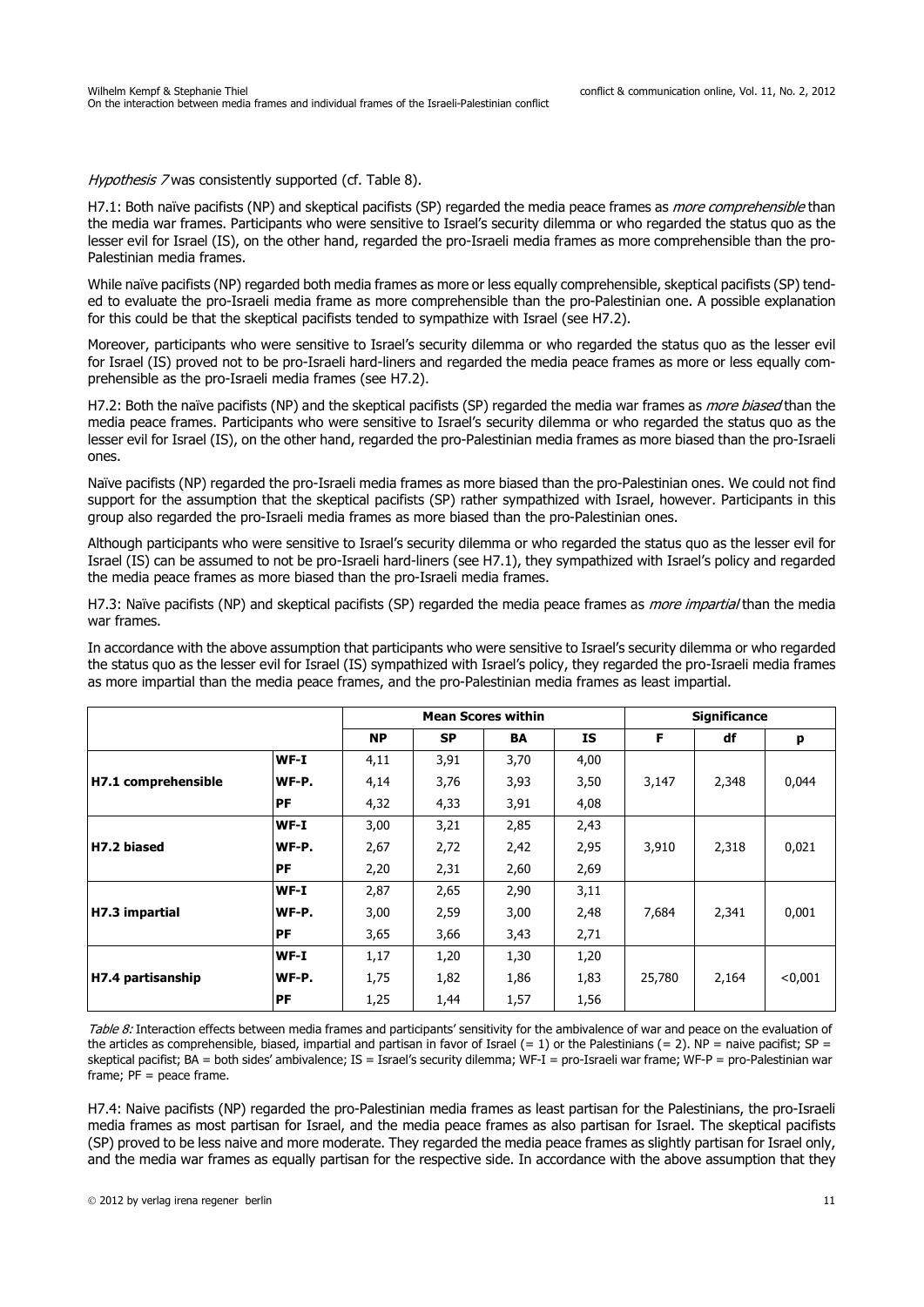*Hypothesis 7* was consistently supported (cf. Table 8).

H7.1: Both naïve pacifists (NP) and skeptical pacifists (SP) regarded the media peace frames as *more comprehensible* than the media war frames. Participants who were sensitive to Israel's security dilemma or who regarded the status quo as the lesser evil for Israel (IS), on the other hand, regarded the pro-Israeli media frames as more comprehensible than the pro-Palestinian media frames.

While naïve pacifists (NP) regarded both media frames as more or less equally comprehensible, skeptical pacifists (SP) tended to evaluate the pro-Israeli media frame as more comprehensible than the pro-Palestinian one. A possible explanation for this could be that the skeptical pacifists tended to sympathize with Israel (see H7.2).

Moreover, participants who were sensitive to Israel's security dilemma or who regarded the status quo as the lesser evil for Israel (IS) proved not to be pro-Israeli hard-liners and regarded the media peace frames as more or less equally comprehensible as the pro-Israeli media frames (see H7.2).

H7.2: Both the naïve pacifists (NP) and the skeptical pacifists (SP) regarded the media war frames as *more biased* than the media peace frames. Participants who were sensitive to Israel's security dilemma or who regarded the status quo as the lesser evil for Israel (IS), on the other hand, regarded the pro-Palestinian media frames as more biased than the pro-Israeli ones.

Naïve pacifists (NP) regarded the pro-Israeli media frames as more biased than the pro-Palestinian ones. We could not find support for the assumption that the skeptical pacifists (SP) rather sympathized with Israel, however. Participants in this group also regarded the pro-Israeli media frames as more biased than the pro-Palestinian ones.

Although participants who were sensitive to Israel's security dilemma or who regarded the status quo as the lesser evil for Israel (IS) can be assumed to not be pro-Israeli hard-liners (see H7.1), they sympathized with Israel's policy and regarded the media peace frames as more biased than the pro-Israeli media frames.

H7.3: Naïve pacifists (NP) and skeptical pacifists (SP) regarded the media peace frames as *more impartial* than the media war frames.

In accordance with the above assumption that participants who were sensitive to Israel's security dilemma or who regarded the status quo as the lesser evil for Israel (IS) sympathized with Israel's policy, they regarded the pro-Israeli media frames as more impartial than the media peace frames, and the pro-Palestinian media frames as least impartial.

| | | Mean Scores within | | | | Significance | | |
|---|---|---|---|---|---|---|---|---|
| | | **NP** | **SP** | **BA** | **IS** | **F** | **df** | **p** |
| **H7.1 comprehensible** | **WF-I** | 4,11 | 3,91 | 3,70 | 4,00 | 3,147 | 2,348 | 0,044 |
| | **WF-P.** | 4,14 | 3,76 | 3,93 | 3,50 | | | |
| | **PF** | 4,32 | 4,33 | 3,91 | 4,08 | | | |
| **H7.2 biased** | **WF-I** | 3,00 | 3,21 | 2,85 | 2,43 | 3,910 | 2,318 | 0,021 |
| | **WF-P.** | 2,67 | 2,72 | 2,42 | 2,95 | | | |
| | **PF** | 2,20 | 2,31 | 2,60 | 2,69 | | | |
| **H7.3 impartial** | **WF-I** | 2,87 | 2,65 | 2,90 | 3,11 | 7,684 | 2,341 | 0,001 |
| | **WF-P.** | 3,00 | 2,59 | 3,00 | 2,48 | | | |
| | **PF** | 3,65 | 3,66 | 3,43 | 2,71 | | | |
| **H7.4 partisanship** | **WF-I** | 1,17 | 1,20 | 1,30 | 1,20 | 25,780 | 2,164 | <0,001 |
| | **WF-P.** | 1,75 | 1,82 | 1,86 | 1,83 | | | |
| | **PF** | 1,25 | 1,44 | 1,57 | 1,56 | | | |

*Table 8:* Interaction effects between media frames and participants' sensitivity for the ambivalence of war and peace on the evaluation of the articles as comprehensible, biased, impartial and partisan in favor of Israel (= 1) or the Palestinians (= 2). NP = naive pacifist; SP = skeptical pacifist; BA = both sides' ambivalence; IS = Israel's security dilemma; WF-I = pro-Israeli war frame; WF-P = pro-Palestinian war frame; PF = peace frame.

H7.4: Naive pacifists (NP) regarded the pro-Palestinian media frames as least partisan for the Palestinians, the pro-Israeli media frames as most partisan for Israel, and the media peace frames as also partisan for Israel. The skeptical pacifists (SP) proved to be less naive and more moderate. They regarded the media peace frames as slightly partisan for Israel only, and the media war frames as equally partisan for the respective side. In accordance with the above assumption that they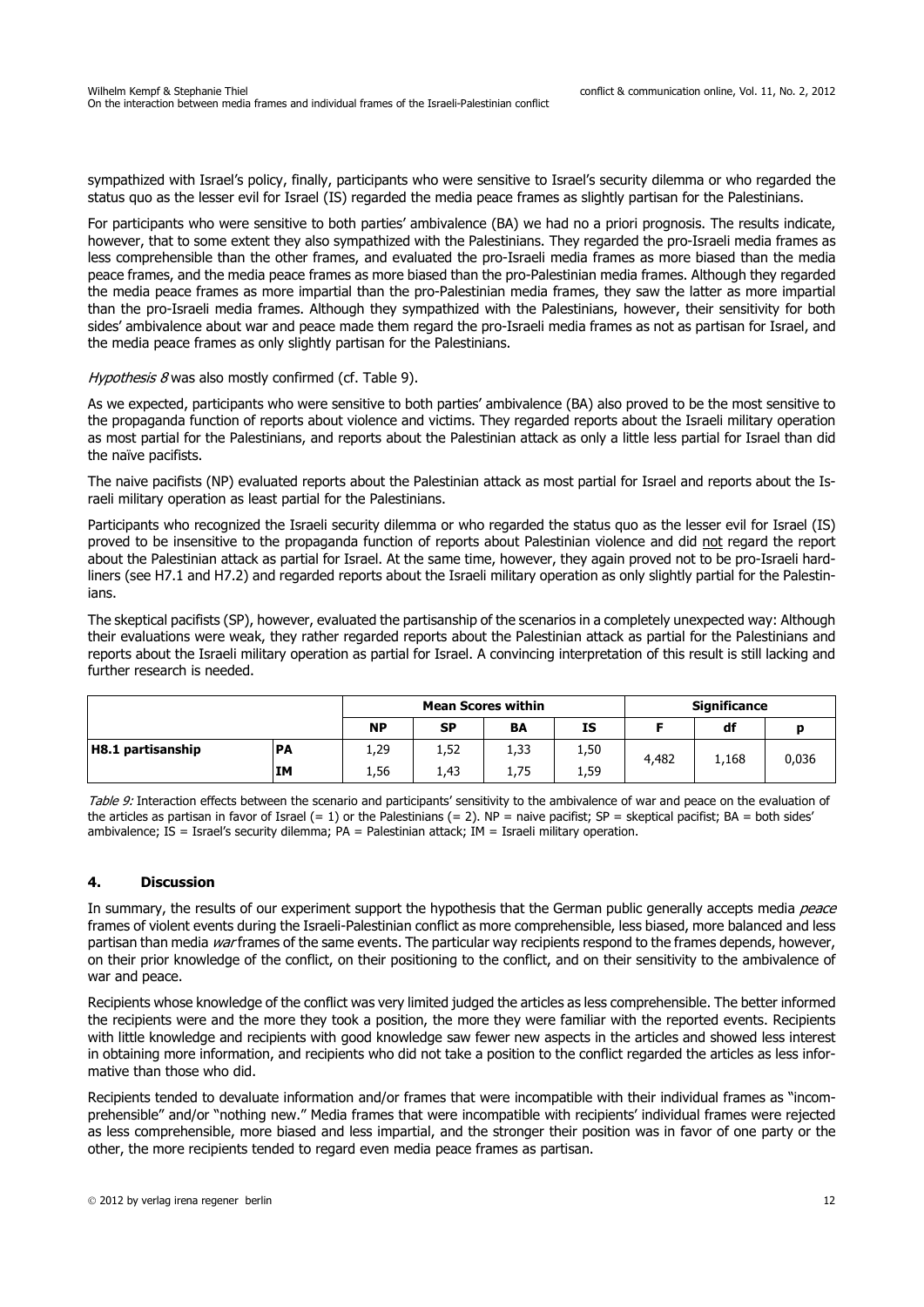sympathized with Israel's policy, finally, participants who were sensitive to Israel's security dilemma or who regarded the status quo as the lesser evil for Israel (IS) regarded the media peace frames as slightly partisan for the Palestinians.

For participants who were sensitive to both parties' ambivalence (BA) we had no a priori prognosis. The results indicate, however, that to some extent they also sympathized with the Palestinians. They regarded the pro-Israeli media frames as less comprehensible than the other frames, and evaluated the pro-Israeli media frames as more biased than the media peace frames, and the media peace frames as more biased than the pro-Palestinian media frames. Although they regarded the media peace frames as more impartial than the pro-Palestinian media frames, they saw the latter as more impartial than the pro-Israeli media frames. Although they sympathized with the Palestinians, however, their sensitivity for both sides' ambivalence about war and peace made them regard the pro-Israeli media frames as not as partisan for Israel, and the media peace frames as only slightly partisan for the Palestinians.

*Hypothesis 8* was also mostly confirmed (cf. Table 9).

As we expected, participants who were sensitive to both parties' ambivalence (BA) also proved to be the most sensitive to the propaganda function of reports about violence and victims. They regarded reports about the Israeli military operation as most partial for the Palestinians, and reports about the Palestinian attack as only a little less partial for Israel than did the naïve pacifists.

The naive pacifists (NP) evaluated reports about the Palestinian attack as most partial for Israel and reports about the Israeli military operation as least partial for the Palestinians.

Participants who recognized the Israeli security dilemma or who regarded the status quo as the lesser evil for Israel (IS) proved to be insensitive to the propaganda function of reports about Palestinian violence and did <u>not</u> regard the report about the Palestinian attack as partial for Israel. At the same time, however, they again proved not to be pro-Israeli hardliners (see H7.1 and H7.2) and regarded reports about the Israeli military operation as only slightly partial for the Palestinians.

The skeptical pacifists (SP), however, evaluated the partisanship of the scenarios in a completely unexpected way: Although their evaluations were weak, they rather regarded reports about the Palestinian attack as partial for the Palestinians and reports about the Israeli military operation as partial for Israel. A convincing interpretation of this result is still lacking and further research is needed.

| | | Mean Scores within | | | | Significance | | |
|---|---|---|---|---|---|---|---|---|
| | | **NP** | **SP** | **BA** | **IS** | **F** | **df** | **p** |
| **H8.1 partisanship** | **PA** | 1,29 | 1,52 | 1,33 | 1,50 | 4,482 | 1,168 | 0,036 |
| | **IM** | 1,56 | 1,43 | 1,75 | 1,59 | | | |

*Table 9:* Interaction effects between the scenario and participants' sensitivity to the ambivalence of war and peace on the evaluation of the articles as partisan in favor of Israel (= 1) or the Palestinians (= 2). NP = naive pacifist; SP = skeptical pacifist; BA = both sides' ambivalence; IS = Israel's security dilemma; PA = Palestinian attack; IM = Israeli military operation.

## 4. Discussion

In summary, the results of our experiment support the hypothesis that the German public generally accepts media *peace* frames of violent events during the Israeli-Palestinian conflict as more comprehensible, less biased, more balanced and less partisan than media *war* frames of the same events. The particular way recipients respond to the frames depends, however, on their prior knowledge of the conflict, on their positioning to the conflict, and on their sensitivity to the ambivalence of war and peace.

Recipients whose knowledge of the conflict was very limited judged the articles as less comprehensible. The better informed the recipients were and the more they took a position, the more they were familiar with the reported events. Recipients with little knowledge and recipients with good knowledge saw fewer new aspects in the articles and showed less interest in obtaining more information, and recipients who did not take a position to the conflict regarded the articles as less informative than those who did.

Recipients tended to devaluate information and/or frames that were incompatible with their individual frames as "incomprehensible" and/or "nothing new." Media frames that were incompatible with recipients' individual frames were rejected as less comprehensible, more biased and less impartial, and the stronger their position was in favor of one party or the other, the more recipients tended to regard even media peace frames as partisan.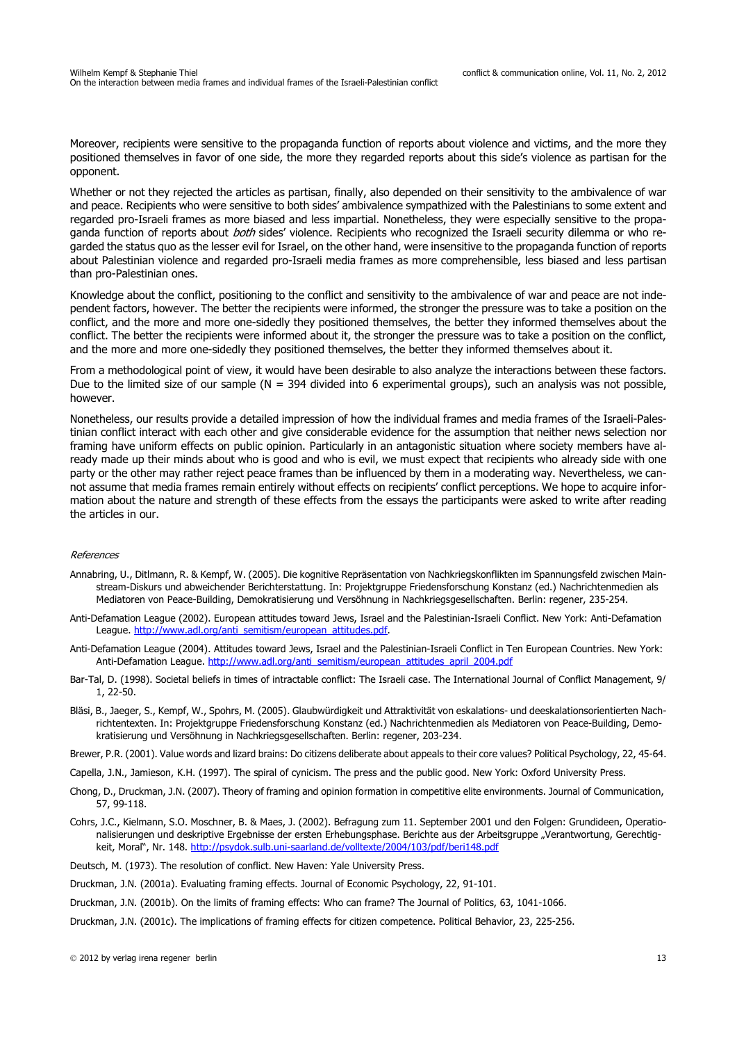Moreover, recipients were sensitive to the propaganda function of reports about violence and victims, and the more they positioned themselves in favor of one side, the more they regarded reports about this side's violence as partisan for the opponent.

Whether or not they rejected the articles as partisan, finally, also depended on their sensitivity to the ambivalence of war and peace. Recipients who were sensitive to both sides' ambivalence sympathized with the Palestinians to some extent and regarded pro-Israeli frames as more biased and less impartial. Nonetheless, they were especially sensitive to the propaganda function of reports about *both* sides' violence. Recipients who recognized the Israeli security dilemma or who regarded the status quo as the lesser evil for Israel, on the other hand, were insensitive to the propaganda function of reports about Palestinian violence and regarded pro-Israeli media frames as more comprehensible, less biased and less partisan than pro-Palestinian ones.

Knowledge about the conflict, positioning to the conflict and sensitivity to the ambivalence of war and peace are not independent factors, however. The better the recipients were informed, the stronger the pressure was to take a position on the conflict, and the more and more one-sidedly they positioned themselves, the better they informed themselves about the conflict. The better the recipients were informed about it, the stronger the pressure was to take a position on the conflict, and the more and more one-sidedly they positioned themselves, the better they informed themselves about it.

From a methodological point of view, it would have been desirable to also analyze the interactions between these factors. Due to the limited size of our sample (N = 394 divided into 6 experimental groups), such an analysis was not possible, however.

Nonetheless, our results provide a detailed impression of how the individual frames and media frames of the Israeli-Palestinian conflict interact with each other and give considerable evidence for the assumption that neither news selection nor framing have uniform effects on public opinion. Particularly in an antagonistic situation where society members have already made up their minds about who is good and who is evil, we must expect that recipients who already side with one party or the other may rather reject peace frames than be influenced by them in a moderating way. Nevertheless, we cannot assume that media frames remain entirely without effects on recipients' conflict perceptions. We hope to acquire information about the nature and strength of these effects from the essays the participants were asked to write after reading the articles in our.

*References*

Annabring, U., Ditlmann, R. & Kempf, W. (2005). Die kognitive Repräsentation von Nachkriegskonflikten im Spannungsfeld zwischen Mainstream-Diskurs und abweichender Berichterstattung. In: Projektgruppe Friedensforschung Konstanz (ed.) Nachrichtenmedien als Mediatoren von Peace-Building, Demokratisierung und Versöhnung in Nachkriegsgesellschaften. Berlin: regener, 235-254.

Anti-Defamation League (2002). European attitudes toward Jews, Israel and the Palestinian-Israeli Conflict. New York: Anti-Defamation League. http://www.adl.org/anti_semitism/european_attitudes.pdf.

Anti-Defamation League (2004). Attitudes toward Jews, Israel and the Palestinian-Israeli Conflict in Ten European Countries. New York: Anti-Defamation League. http://www.adl.org/anti_semitism/european_attitudes_april_2004.pdf

Bar-Tal, D. (1998). Societal beliefs in times of intractable conflict: The Israeli case. The International Journal of Conflict Management, 9/1, 22-50.

Bläsi, B., Jaeger, S., Kempf, W., Spohrs, M. (2005). Glaubwürdigkeit und Attraktivität von eskalations- und deeskalationsorientierten Nachrichtentexten. In: Projektgruppe Friedensforschung Konstanz (ed.) Nachrichtenmedien als Mediatoren von Peace-Building, Demokratisierung und Versöhnung in Nachkriegsgesellschaften. Berlin: regener, 203-234.

Brewer, P.R. (2001). Value words and lizard brains: Do citizens deliberate about appeals to their core values? Political Psychology, 22, 45-64.

Capella, J.N., Jamieson, K.H. (1997). The spiral of cynicism. The press and the public good. New York: Oxford University Press.

Chong, D., Druckman, J.N. (2007). Theory of framing and opinion formation in competitive elite environments. Journal of Communication, 57, 99-118.

Cohrs, J.C., Kielmann, S.O. Moschner, B. & Maes, J. (2002). Befragung zum 11. September 2001 und den Folgen: Grundideen, Operationalisierungen und deskriptive Ergebnisse der ersten Erhebungsphase. Berichte aus der Arbeitsgruppe „Verantwortung, Gerechtigkeit, Moral", Nr. 148. http://psydok.sulb.uni-saarland.de/volltexte/2004/103/pdf/beri148.pdf

Deutsch, M. (1973). The resolution of conflict. New Haven: Yale University Press.

Druckman, J.N. (2001a). Evaluating framing effects. Journal of Economic Psychology, 22, 91-101.

Druckman, J.N. (2001b). On the limits of framing effects: Who can frame? The Journal of Politics, 63, 1041-1066.

Druckman, J.N. (2001c). The implications of framing effects for citizen competence. Political Behavior, 23, 225-256.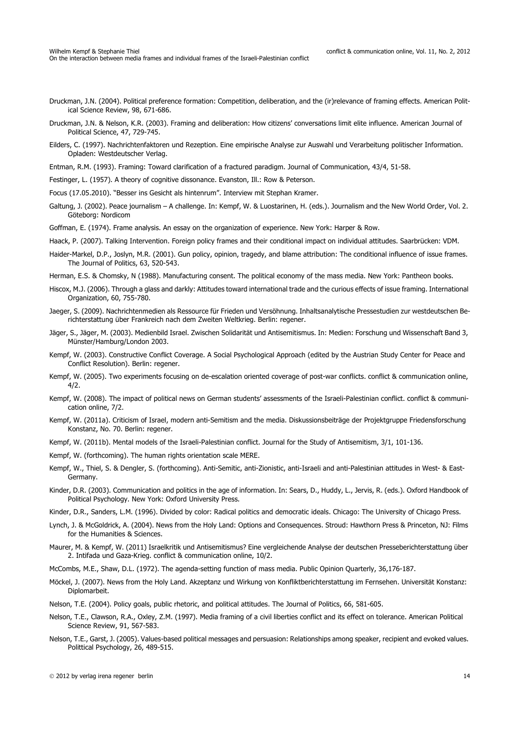Druckman, J.N. (2004). Political preference formation: Competition, deliberation, and the (ir)relevance of framing effects. American Political Science Review, 98, 671-686.

Druckman, J.N. & Nelson, K.R. (2003). Framing and deliberation: How citizens' conversations limit elite influence. American Journal of Political Science, 47, 729-745.

Eilders, C. (1997). Nachrichtenfaktoren und Rezeption. Eine empirische Analyse zur Auswahl und Verarbeitung politischer Information. Opladen: Westdeutscher Verlag.

Entman, R.M. (1993). Framing: Toward clarification of a fractured paradigm. Journal of Communication, 43/4, 51-58.

Festinger, L. (1957). A theory of cognitive dissonance. Evanston, Ill.: Row & Peterson.

Focus (17.05.2010). "Besser ins Gesicht als hintenrum". Interview mit Stephan Kramer.

Galtung, J. (2002). Peace journalism – A challenge. In: Kempf, W. & Luostarinen, H. (eds.). Journalism and the New World Order, Vol. 2. Göteborg: Nordicom

Goffman, E. (1974). Frame analysis. An essay on the organization of experience. New York: Harper & Row.

Haack, P. (2007). Talking Intervention. Foreign policy frames and their conditional impact on individual attitudes. Saarbrücken: VDM.

Haider-Markel, D.P., Joslyn, M.R. (2001). Gun policy, opinion, tragedy, and blame attribution: The conditional influence of issue frames. The Journal of Politics, 63, 520-543.

Herman, E.S. & Chomsky, N (1988). Manufacturing consent. The political economy of the mass media. New York: Pantheon books.

Hiscox, M.J. (2006). Through a glass and darkly: Attitudes toward international trade and the curious effects of issue framing. International Organization, 60, 755-780.

Jaeger, S. (2009). Nachrichtenmedien als Ressource für Frieden und Versöhnung. Inhaltsanalytische Pressestudien zur westdeutschen Berichterstattung über Frankreich nach dem Zweiten Weltkrieg. Berlin: regener.

Jäger, S., Jäger, M. (2003). Medienbild Israel. Zwischen Solidarität und Antisemitismus. In: Medien: Forschung und Wissenschaft Band 3, Münster/Hamburg/London 2003.

Kempf, W. (2003). Constructive Conflict Coverage. A Social Psychological Approach (edited by the Austrian Study Center for Peace and Conflict Resolution). Berlin: regener.

Kempf, W. (2005). Two experiments focusing on de-escalation oriented coverage of post-war conflicts. conflict & communication online, 4/2.

Kempf, W. (2008). The impact of political news on German students' assessments of the Israeli-Palestinian conflict. conflict & communication online, 7/2.

Kempf, W. (2011a). Criticism of Israel, modern anti-Semitism and the media. Diskussionsbeiträge der Projektgruppe Friedensforschung Konstanz, No. 70. Berlin: regener.

Kempf, W. (2011b). Mental models of the Israeli-Palestinian conflict. Journal for the Study of Antisemitism, 3/1, 101-136.

Kempf, W. (forthcoming). The human rights orientation scale MERE.

Kempf, W., Thiel, S. & Dengler, S. (forthcoming). Anti-Semitic, anti-Zionistic, anti-Israeli and anti-Palestinian attitudes in West- & East-Germany.

Kinder, D.R. (2003). Communication and politics in the age of information. In: Sears, D., Huddy, L., Jervis, R. (eds.). Oxford Handbook of Political Psychology. New York: Oxford University Press.

Kinder, D.R., Sanders, L.M. (1996). Divided by color: Radical politics and democratic ideals. Chicago: The University of Chicago Press.

Lynch, J. & McGoldrick, A. (2004). News from the Holy Land: Options and Consequences. Stroud: Hawthorn Press & Princeton, NJ: Films for the Humanities & Sciences.

Maurer, M. & Kempf, W. (2011) Israelkritik und Antisemitismus? Eine vergleichende Analyse der deutschen Presseberichterstattung über 2. Intifada und Gaza-Krieg. conflict & communication online, 10/2.

McCombs, M.E., Shaw, D.L. (1972). The agenda-setting function of mass media. Public Opinion Quarterly, 36,176-187.

Möckel, J. (2007). News from the Holy Land. Akzeptanz und Wirkung von Konfliktberichterstattung im Fernsehen. Universität Konstanz: Diplomarbeit.

Nelson, T.E. (2004). Policy goals, public rhetoric, and political attitudes. The Journal of Politics, 66, 581-605.

Nelson, T.E., Clawson, R.A., Oxley, Z.M. (1997). Media framing of a civil liberties conflict and its effect on tolerance. American Political Science Review, 91, 567-583.

Nelson, T.E., Garst, J. (2005). Values-based political messages and persuasion: Relationships among speaker, recipient and evoked values. Polittical Psychology, 26, 489-515.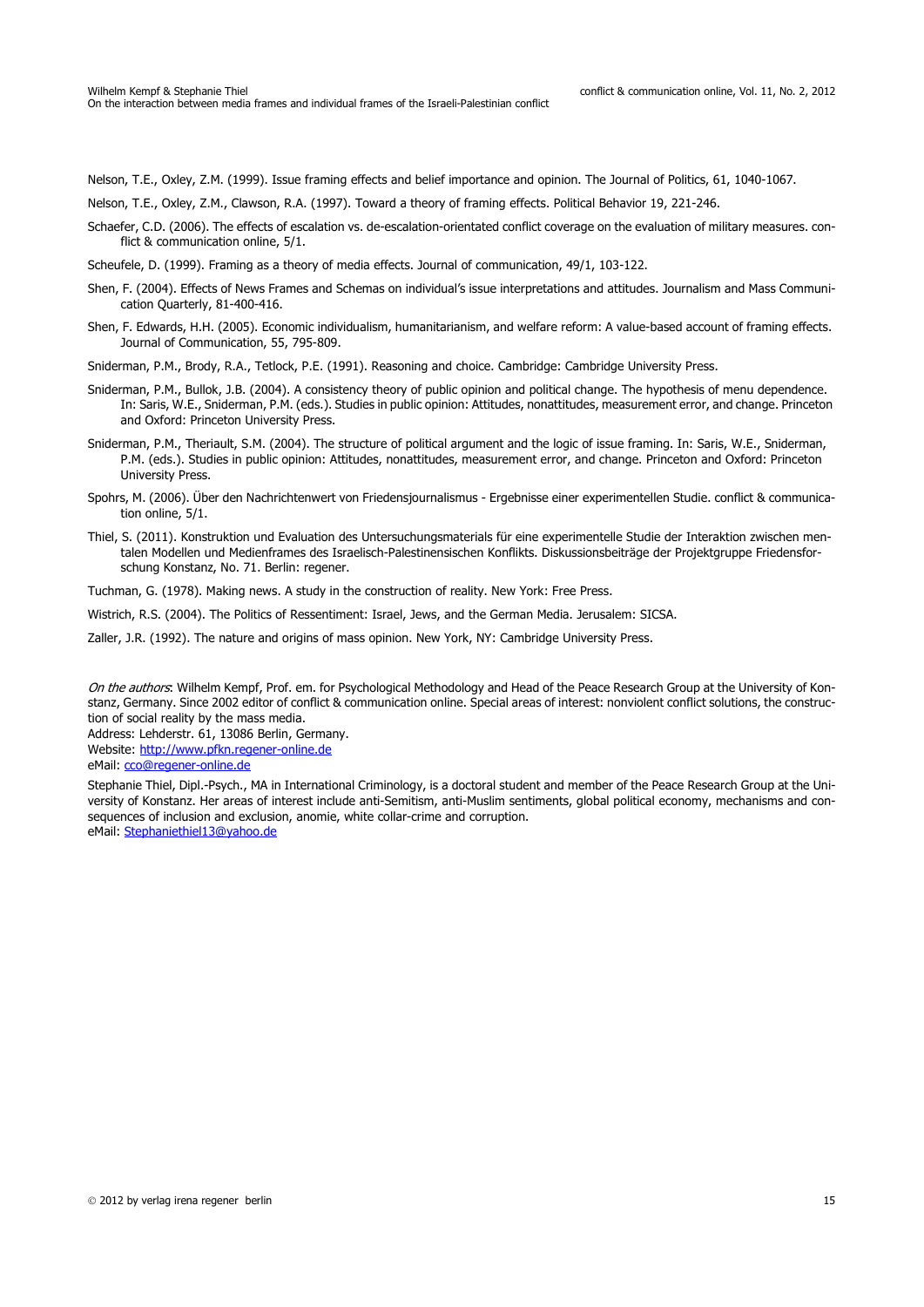Nelson, T.E., Oxley, Z.M. (1999). Issue framing effects and belief importance and opinion. The Journal of Politics, 61, 1040-1067.

Nelson, T.E., Oxley, Z.M., Clawson, R.A. (1997). Toward a theory of framing effects. Political Behavior 19, 221-246.

Schaefer, C.D. (2006). The effects of escalation vs. de-escalation-orientated conflict coverage on the evaluation of military measures. conflict & communication online, 5/1.

Scheufele, D. (1999). Framing as a theory of media effects. Journal of communication, 49/1, 103-122.

Shen, F. (2004). Effects of News Frames and Schemas on individual's issue interpretations and attitudes. Journalism and Mass Communication Quarterly, 81-400-416.

Shen, F. Edwards, H.H. (2005). Economic individualism, humanitarianism, and welfare reform: A value-based account of framing effects. Journal of Communication, 55, 795-809.

Sniderman, P.M., Brody, R.A., Tetlock, P.E. (1991). Reasoning and choice. Cambridge: Cambridge University Press.

Sniderman, P.M., Bullok, J.B. (2004). A consistency theory of public opinion and political change. The hypothesis of menu dependence. In: Saris, W.E., Sniderman, P.M. (eds.). Studies in public opinion: Attitudes, nonattitudes, measurement error, and change. Princeton and Oxford: Princeton University Press.

Sniderman, P.M., Theriault, S.M. (2004). The structure of political argument and the logic of issue framing. In: Saris, W.E., Sniderman, P.M. (eds.). Studies in public opinion: Attitudes, nonattitudes, measurement error, and change. Princeton and Oxford: Princeton University Press.

Spohrs, M. (2006). Über den Nachrichtenwert von Friedensjournalismus - Ergebnisse einer experimentellen Studie. conflict & communication online, 5/1.

Thiel, S. (2011). Konstruktion und Evaluation des Untersuchungsmaterials für eine experimentelle Studie der Interaktion zwischen mentalen Modellen und Medienframes des Israelisch-Palestinensischen Konflikts. Diskussionsbeiträge der Projektgruppe Friedensforschung Konstanz, No. 71. Berlin: regener.

Tuchman, G. (1978). Making news. A study in the construction of reality. New York: Free Press.

Wistrich, R.S. (2004). The Politics of Ressentiment: Israel, Jews, and the German Media. Jerusalem: SICSA.

Zaller, J.R. (1992). The nature and origins of mass opinion. New York, NY: Cambridge University Press.

*On the authors*: Wilhelm Kempf, Prof. em. for Psychological Methodology and Head of the Peace Research Group at the University of Konstanz, Germany. Since 2002 editor of conflict & communication online. Special areas of interest: nonviolent conflict solutions, the construction of social reality by the mass media.
Address: Lehderstr. 61, 13086 Berlin, Germany.
Website: http://www.pfkn.regener-online.de
eMail: cco@regener-online.de

Stephanie Thiel, Dipl.-Psych., MA in International Criminology, is a doctoral student and member of the Peace Research Group at the University of Konstanz. Her areas of interest include anti-Semitism, anti-Muslim sentiments, global political economy, mechanisms and consequences of inclusion and exclusion, anomie, white collar-crime and corruption.
eMail: Stephaniethiel13@yahoo.de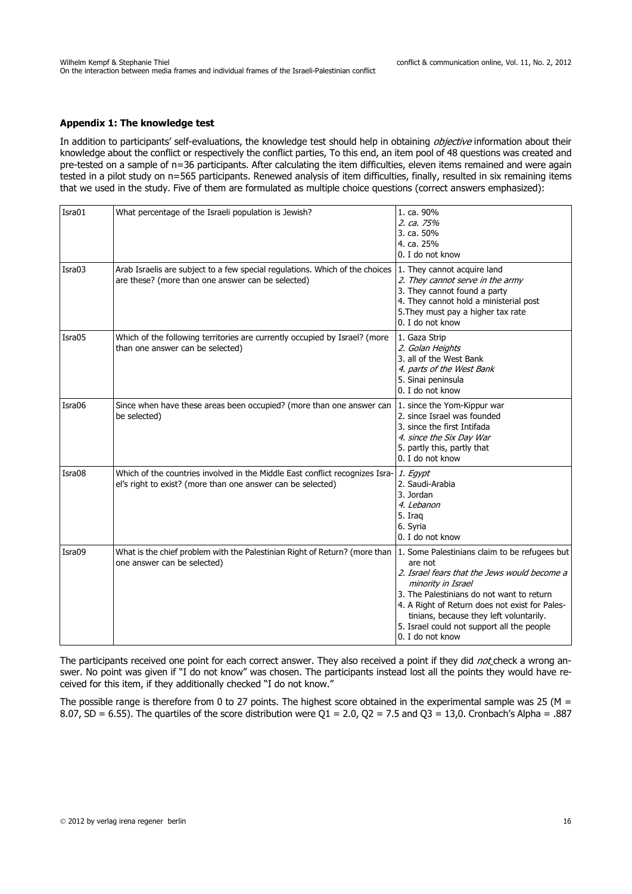### Appendix 1: The knowledge test

In addition to participants' self-evaluations, the knowledge test should help in obtaining *objective* information about their knowledge about the conflict or respectively the conflict parties, To this end, an item pool of 48 questions was created and pre-tested on a sample of n=36 participants. After calculating the item difficulties, eleven items remained and were again tested in a pilot study on n=565 participants. Renewed analysis of item difficulties, finally, resulted in six remaining items that we used in the study. Five of them are formulated as multiple choice questions (correct answers emphasized):

| Item | Question | Answers |
|---|---|---|
| Isra01 | What percentage of the Israeli population is Jewish? | 1. ca. 90%<br>*2. ca. 75%*<br>3. ca. 50%<br>4. ca. 25%<br>0. I do not know |
| Isra03 | Arab Israelis are subject to a few special regulations. Which of the choices are these? (more than one answer can be selected) | 1. They cannot acquire land<br>*2. They cannot serve in the army*<br>3. They cannot found a party<br>4. They cannot hold a ministerial post<br>5.They must pay a higher tax rate<br>0. I do not know |
| Isra05 | Which of the following territories are currently occupied by Israel? (more than one answer can be selected) | 1. Gaza Strip<br>*2. Golan Heights*<br>3. all of the West Bank<br>*4. parts of the West Bank*<br>5. Sinai peninsula<br>0. I do not know |
| Isra06 | Since when have these areas been occupied? (more than one answer can be selected) | 1. since the Yom-Kippur war<br>2. since Israel was founded<br>3. since the first Intifada<br>*4. since the Six Day War*<br>5. partly this, partly that<br>0. I do not know |
| Isra08 | Which of the countries involved in the Middle East conflict recognizes Israel's right to exist? (more than one answer can be selected) | *1. Egypt*<br>2. Saudi-Arabia<br>3. Jordan<br>*4. Lebanon*<br>5. Iraq<br>6. Syria<br>0. I do not know |
| Isra09 | What is the chief problem with the Palestinian Right of Return? (more than one answer can be selected) | 1. Some Palestinians claim to be refugees but are not<br>*2. Israel fears that the Jews would become a minority in Israel*<br>3. The Palestinians do not want to return<br>4. A Right of Return does not exist for Palestinians, because they left voluntarily.<br>5. Israel could not support all the people<br>0. I do not know |

The participants received one point for each correct answer. They also received a point if they did *not* check a wrong answer. No point was given if "I do not know" was chosen. The participants instead lost all the points they would have received for this item, if they additionally checked "I do not know."

The possible range is therefore from 0 to 27 points. The highest score obtained in the experimental sample was 25 ($M = 8.07$, $SD = 6.55$). The quartiles of the score distribution were $Q1 = 2.0$, $Q2 = 7.5$ and $Q3 = 13{,}0$. Cronbach's Alpha = .887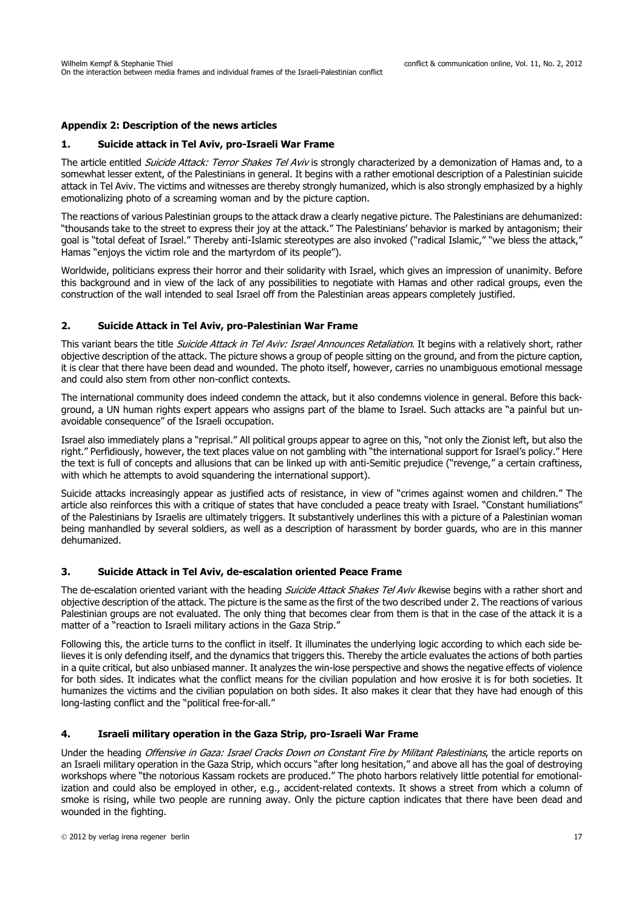## Appendix 2: Description of the news articles

### 1. Suicide attack in Tel Aviv, pro-Israeli War Frame

The article entitled *Suicide Attack: Terror Shakes Tel Aviv* is strongly characterized by a demonization of Hamas and, to a somewhat lesser extent, of the Palestinians in general. It begins with a rather emotional description of a Palestinian suicide attack in Tel Aviv. The victims and witnesses are thereby strongly humanized, which is also strongly emphasized by a highly emotionalizing photo of a screaming woman and by the picture caption.

The reactions of various Palestinian groups to the attack draw a clearly negative picture. The Palestinians are dehumanized: "thousands take to the street to express their joy at the attack." The Palestinians' behavior is marked by antagonism; their goal is "total defeat of Israel." Thereby anti-Islamic stereotypes are also invoked ("radical Islamic," "we bless the attack," Hamas "enjoys the victim role and the martyrdom of its people").

Worldwide, politicians express their horror and their solidarity with Israel, which gives an impression of unanimity. Before this background and in view of the lack of any possibilities to negotiate with Hamas and other radical groups, even the construction of the wall intended to seal Israel off from the Palestinian areas appears completely justified.

### 2. Suicide Attack in Tel Aviv, pro-Palestinian War Frame

This variant bears the title *Suicide Attack in Tel Aviv: Israel Announces Retaliation*. It begins with a relatively short, rather objective description of the attack. The picture shows a group of people sitting on the ground, and from the picture caption, it is clear that there have been dead and wounded. The photo itself, however, carries no unambiguous emotional message and could also stem from other non-conflict contexts.

The international community does indeed condemn the attack, but it also condemns violence in general. Before this background, a UN human rights expert appears who assigns part of the blame to Israel. Such attacks are "a painful but unavoidable consequence" of the Israeli occupation.

Israel also immediately plans a "reprisal." All political groups appear to agree on this, "not only the Zionist left, but also the right." Perfidiously, however, the text places value on not gambling with "the international support for Israel's policy." Here the text is full of concepts and allusions that can be linked up with anti-Semitic prejudice ("revenge," a certain craftiness, with which he attempts to avoid squandering the international support).

Suicide attacks increasingly appear as justified acts of resistance, in view of "crimes against women and children." The article also reinforces this with a critique of states that have concluded a peace treaty with Israel. "Constant humiliations" of the Palestinians by Israelis are ultimately triggers. It substantively underlines this with a picture of a Palestinian woman being manhandled by several soldiers, as well as a description of harassment by border guards, who are in this manner dehumanized.

### 3. Suicide Attack in Tel Aviv, de-escalation oriented Peace Frame

The de-escalation oriented variant with the heading *Suicide Attack Shakes Tel Aviv* likewise begins with a rather short and objective description of the attack. The picture is the same as the first of the two described under 2. The reactions of various Palestinian groups are not evaluated. The only thing that becomes clear from them is that in the case of the attack it is a matter of a "reaction to Israeli military actions in the Gaza Strip."

Following this, the article turns to the conflict in itself. It illuminates the underlying logic according to which each side believes it is only defending itself, and the dynamics that triggers this. Thereby the article evaluates the actions of both parties in a quite critical, but also unbiased manner. It analyzes the win-lose perspective and shows the negative effects of violence for both sides. It indicates what the conflict means for the civilian population and how erosive it is for both societies. It humanizes the victims and the civilian population on both sides. It also makes it clear that they have had enough of this long-lasting conflict and the "political free-for-all."

### 4. Israeli military operation in the Gaza Strip, pro-Israeli War Frame

Under the heading *Offensive in Gaza: Israel Cracks Down on Constant Fire by Militant Palestinians*, the article reports on an Israeli military operation in the Gaza Strip, which occurs "after long hesitation," and above all has the goal of destroying workshops where "the notorious Kassam rockets are produced." The photo harbors relatively little potential for emotionalization and could also be employed in other, e.g., accident-related contexts. It shows a street from which a column of smoke is rising, while two people are running away. Only the picture caption indicates that there have been dead and wounded in the fighting.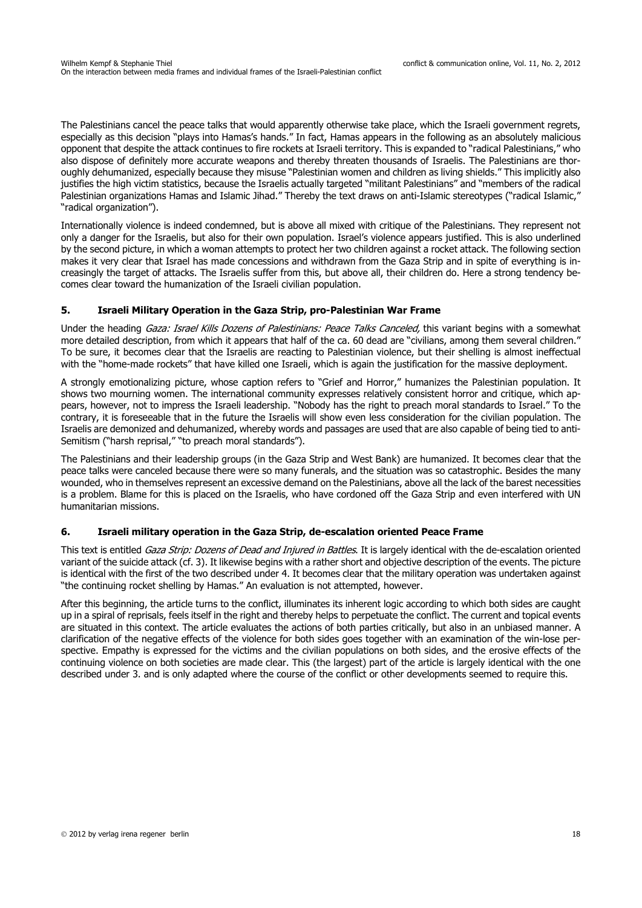The Palestinians cancel the peace talks that would apparently otherwise take place, which the Israeli government regrets, especially as this decision "plays into Hamas's hands." In fact, Hamas appears in the following as an absolutely malicious opponent that despite the attack continues to fire rockets at Israeli territory. This is expanded to "radical Palestinians," who also dispose of definitely more accurate weapons and thereby threaten thousands of Israelis. The Palestinians are thoroughly dehumanized, especially because they misuse "Palestinian women and children as living shields." This implicitly also justifies the high victim statistics, because the Israelis actually targeted "militant Palestinians" and "members of the radical Palestinian organizations Hamas and Islamic Jihad." Thereby the text draws on anti-Islamic stereotypes ("radical Islamic," "radical organization").

Internationally violence is indeed condemned, but is above all mixed with critique of the Palestinians. They represent not only a danger for the Israelis, but also for their own population. Israel's violence appears justified. This is also underlined by the second picture, in which a woman attempts to protect her two children against a rocket attack. The following section makes it very clear that Israel has made concessions and withdrawn from the Gaza Strip and in spite of everything is increasingly the target of attacks. The Israelis suffer from this, but above all, their children do. Here a strong tendency becomes clear toward the humanization of the Israeli civilian population.

### 5. Israeli Military Operation in the Gaza Strip, pro-Palestinian War Frame

Under the heading *Gaza: Israel Kills Dozens of Palestinians: Peace Talks Canceled,* this variant begins with a somewhat more detailed description, from which it appears that half of the ca. 60 dead are "civilians, among them several children." To be sure, it becomes clear that the Israelis are reacting to Palestinian violence, but their shelling is almost ineffectual with the "home-made rockets" that have killed one Israeli, which is again the justification for the massive deployment.

A strongly emotionalizing picture, whose caption refers to "Grief and Horror," humanizes the Palestinian population. It shows two mourning women. The international community expresses relatively consistent horror and critique, which appears, however, not to impress the Israeli leadership. "Nobody has the right to preach moral standards to Israel." To the contrary, it is foreseeable that in the future the Israelis will show even less consideration for the civilian population. The Israelis are demonized and dehumanized, whereby words and passages are used that are also capable of being tied to anti-Semitism ("harsh reprisal," "to preach moral standards").

The Palestinians and their leadership groups (in the Gaza Strip and West Bank) are humanized. It becomes clear that the peace talks were canceled because there were so many funerals, and the situation was so catastrophic. Besides the many wounded, who in themselves represent an excessive demand on the Palestinians, above all the lack of the barest necessities is a problem. Blame for this is placed on the Israelis, who have cordoned off the Gaza Strip and even interfered with UN humanitarian missions.

### 6. Israeli military operation in the Gaza Strip, de-escalation oriented Peace Frame

This text is entitled *Gaza Strip: Dozens of Dead and Injured in Battles*. It is largely identical with the de-escalation oriented variant of the suicide attack (cf. 3). It likewise begins with a rather short and objective description of the events. The picture is identical with the first of the two described under 4. It becomes clear that the military operation was undertaken against "the continuing rocket shelling by Hamas." An evaluation is not attempted, however.

After this beginning, the article turns to the conflict, illuminates its inherent logic according to which both sides are caught up in a spiral of reprisals, feels itself in the right and thereby helps to perpetuate the conflict. The current and topical events are situated in this context. The article evaluates the actions of both parties critically, but also in an unbiased manner. A clarification of the negative effects of the violence for both sides goes together with an examination of the win-lose perspective. Empathy is expressed for the victims and the civilian populations on both sides, and the erosive effects of the continuing violence on both societies are made clear. This (the largest) part of the article is largely identical with the one described under 3. and is only adapted where the course of the conflict or other developments seemed to require this.